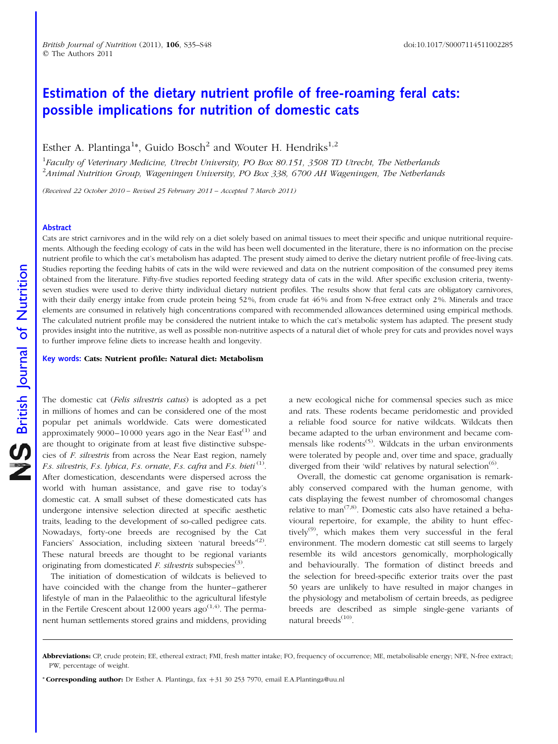# Estimation of the dietary nutrient profile of free-roaming feral cats: possible implications for nutrition of domestic cats

Esther A. Plantinga[1]*, Guido Bosch[2] and Wouter H. Hendriks[1,2]

[1]*Faculty of Veterinary Medicine, Utrecht University, PO Box 80.151, 3508 TD Utrecht, The Netherlands*
[2]*Animal Nutrition Group, Wageningen University, PO Box 338, 6700 AH Wageningen, The Netherlands*

*(Received 22 October 2010 – Revised 25 February 2011 – Accepted 7 March 2011)*

## Abstract

Cats are strict carnivores and in the wild rely on a diet solely based on animal tissues to meet their specific and unique nutritional requirements. Although the feeding ecology of cats in the wild has been well documented in the literature, there is no information on the precise nutrient profile to which the cat's metabolism has adapted. The present study aimed to derive the dietary nutrient profile of free-living cats. Studies reporting the feeding habits of cats in the wild were reviewed and data on the nutrient composition of the consumed prey items obtained from the literature. Fifty-five studies reported feeding strategy data of cats in the wild. After specific exclusion criteria, twenty-seven studies were used to derive thirty individual dietary nutrient profiles. The results show that feral cats are obligatory carnivores, with their daily energy intake from crude protein being 52 %, from crude fat 46 % and from N-free extract only 2 %. Minerals and trace elements are consumed in relatively high concentrations compared with recommended allowances determined using empirical methods. The calculated nutrient profile may be considered the nutrient intake to which the cat's metabolic system has adapted. The present study provides insight into the nutritive, as well as possible non-nutritive aspects of a natural diet of whole prey for cats and provides novel ways to further improve feline diets to increase health and longevity.

**Key words: Cats: Nutrient profile: Natural diet: Metabolism**

The domestic cat (*Felis silvestris catus*) is adopted as a pet in millions of homes and can be considered one of the most popular pet animals worldwide. Cats were domesticated approximately 9000–10 000 years ago in the Near East[1] and are thought to originate from at least five distinctive subspecies of *F. silvestris* from across the Near East region, namely *F.s. silvestris*, *F.s. lybica*, *F.s. ornate*, *F.s. cafra* and *F.s. bieti*[1]. After domestication, descendants were dispersed across the world with human assistance, and gave rise to today's domestic cat. A small subset of these domesticated cats has undergone intensive selection directed at specific aesthetic traits, leading to the development of so-called pedigree cats. Nowadays, forty-one breeds are recognised by the Cat Fanciers' Association, including sixteen 'natural breeds'[2]. These natural breeds are thought to be regional variants originating from domesticated *F. silvestris* subspecies[3].

The initiation of domestication of wildcats is believed to have coincided with the change from the hunter–gatherer lifestyle of man in the Palaeolithic to the agricultural lifestyle in the Fertile Crescent about 12 000 years ago[1,4]. The permanent human settlements stored grains and middens, providing a new ecological niche for commensal species such as mice and rats. These rodents became peridomestic and provided a reliable food source for native wildcats. Wildcats then became adapted to the urban environment and became commensals like rodents[5]. Wildcats in the urban environments were tolerated by people and, over time and space, gradually diverged from their 'wild' relatives by natural selection[6].

Overall, the domestic cat genome organisation is remarkably conserved compared with the human genome, with cats displaying the fewest number of chromosomal changes relative to man[7,8]. Domestic cats also have retained a behavioural repertoire, for example, the ability to hunt effectively[9], which makes them very successful in the feral environment. The modern domestic cat still seems to largely resemble its wild ancestors genomically, morphologically and behaviourally. The formation of distinct breeds and the selection for breed-specific exterior traits over the past 50 years are unlikely to have resulted in major changes in the physiology and metabolism of certain breeds, as pedigree breeds are described as simple single-gene variants of natural breeds[10].

**Abbreviations:** CP, crude protein; EE, ethereal extract; FMI, fresh matter intake; FO, frequency of occurrence; ME, metabolisable energy; NFE, N-free extract; PW, percentage of weight.

* **Corresponding author:** Dr Esther A. Plantinga, fax +31 30 253 7970, email E.A.Plantinga@uu.nl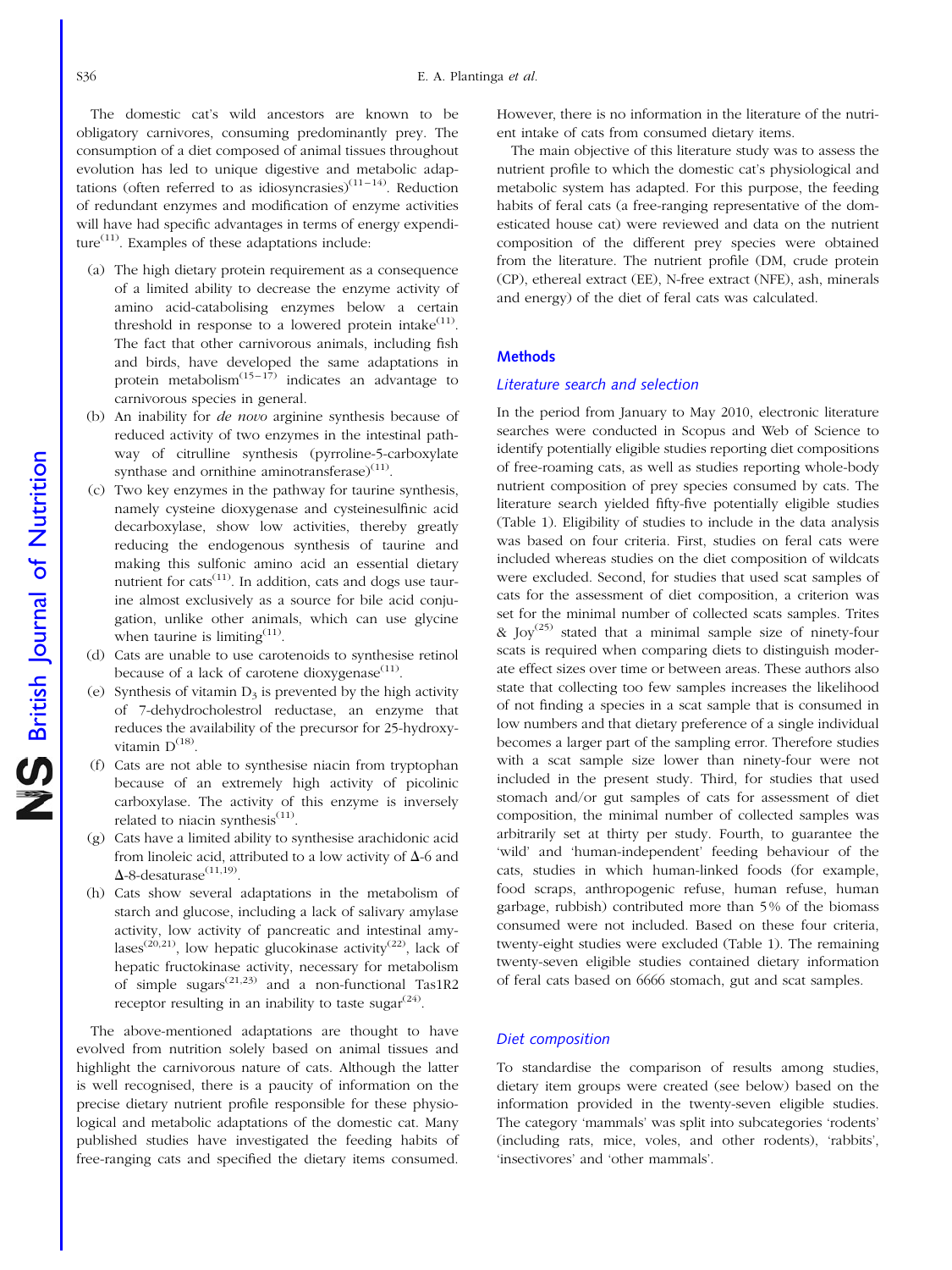The domestic cat's wild ancestors are known to be obligatory carnivores, consuming predominantly prey. The consumption of a diet composed of animal tissues throughout evolution has led to unique digestive and metabolic adaptations (often referred to as idiosyncrasies)[11–14]. Reduction of redundant enzymes and modification of enzyme activities will have had specific advantages in terms of energy expenditure[11]. Examples of these adaptations include:

(a) The high dietary protein requirement as a consequence of a limited ability to decrease the enzyme activity of amino acid-catabolising enzymes below a certain threshold in response to a lowered protein intake[11]. The fact that other carnivorous animals, including fish and birds, have developed the same adaptations in protein metabolism[15–17] indicates an advantage to carnivorous species in general.

(b) An inability for *de novo* arginine synthesis because of reduced activity of two enzymes in the intestinal pathway of citrulline synthesis (pyrroline-5-carboxylate synthase and ornithine aminotransferase)[11].

(c) Two key enzymes in the pathway for taurine synthesis, namely cysteine dioxygenase and cysteinesulfinic acid decarboxylase, show low activities, thereby greatly reducing the endogenous synthesis of taurine and making this sulfonic amino acid an essential dietary nutrient for cats[11]. In addition, cats and dogs use taurine almost exclusively as a source for bile acid conjugation, unlike other animals, which can use glycine when taurine is limiting[11].

(d) Cats are unable to use carotenoids to synthesise retinol because of a lack of carotene dioxygenase[11].

(e) Synthesis of vitamin $D_3$ is prevented by the high activity of 7-dehydrocholestrol reductase, an enzyme that reduces the availability of the precursor for 25-hydroxyvitamin D[18].

(f) Cats are not able to synthesise niacin from tryptophan because of an extremely high activity of picolinic carboxylase. The activity of this enzyme is inversely related to niacin synthesis[11].

(g) Cats have a limited ability to synthesise arachidonic acid from linoleic acid, attributed to a low activity of Δ-6 and Δ-8-desaturase[11,19].

(h) Cats show several adaptations in the metabolism of starch and glucose, including a lack of salivary amylase activity, low activity of pancreatic and intestinal amylases[20,21], low hepatic glucokinase activity[22], lack of hepatic fructokinase activity, necessary for metabolism of simple sugars[21,23] and a non-functional Tas1R2 receptor resulting in an inability to taste sugar[24].

The above-mentioned adaptations are thought to have evolved from nutrition solely based on animal tissues and highlight the carnivorous nature of cats. Although the latter is well recognised, there is a paucity of information on the precise dietary nutrient profile responsible for these physiological and metabolic adaptations of the domestic cat. Many published studies have investigated the feeding habits of free-ranging cats and specified the dietary items consumed. However, there is no information in the literature of the nutrient intake of cats from consumed dietary items.

The main objective of this literature study was to assess the nutrient profile to which the domestic cat's physiological and metabolic system has adapted. For this purpose, the feeding habits of feral cats (a free-ranging representative of the domesticated house cat) were reviewed and data on the nutrient composition of the different prey species were obtained from the literature. The nutrient profile (DM, crude protein (CP), ethereal extract (EE), N-free extract (NFE), ash, minerals and energy) of the diet of feral cats was calculated.

## Methods

### Literature search and selection

In the period from January to May 2010, electronic literature searches were conducted in Scopus and Web of Science to identify potentially eligible studies reporting diet compositions of free-roaming cats, as well as studies reporting whole-body nutrient composition of prey species consumed by cats. The literature search yielded fifty-five potentially eligible studies (Table 1). Eligibility of studies to include in the data analysis was based on four criteria. First, studies on feral cats were included whereas studies on the diet composition of wildcats were excluded. Second, for studies that used scat samples of cats for the assessment of diet composition, a criterion was set for the minimal number of collected scats samples. Trites & Joy[25] stated that a minimal sample size of ninety-four scats is required when comparing diets to distinguish moderate effect sizes over time or between areas. These authors also state that collecting too few samples increases the likelihood of not finding a species in a scat sample that is consumed in low numbers and that dietary preference of a single individual becomes a larger part of the sampling error. Therefore studies with a scat sample size lower than ninety-four were not included in the present study. Third, for studies that used stomach and/or gut samples of cats for assessment of diet composition, the minimal number of collected samples was arbitrarily set at thirty per study. Fourth, to guarantee the 'wild' and 'human-independent' feeding behaviour of the cats, studies in which human-linked foods (for example, food scraps, anthropogenic refuse, human refuse, human garbage, rubbish) contributed more than 5% of the biomass consumed were not included. Based on these four criteria, twenty-eight studies were excluded (Table 1). The remaining twenty-seven eligible studies contained dietary information of feral cats based on 6666 stomach, gut and scat samples.

### Diet composition

To standardise the comparison of results among studies, dietary item groups were created (see below) based on the information provided in the twenty-seven eligible studies. The category 'mammals' was split into subcategories 'rodents' (including rats, mice, voles, and other rodents), 'rabbits', 'insectivores' and 'other mammals'.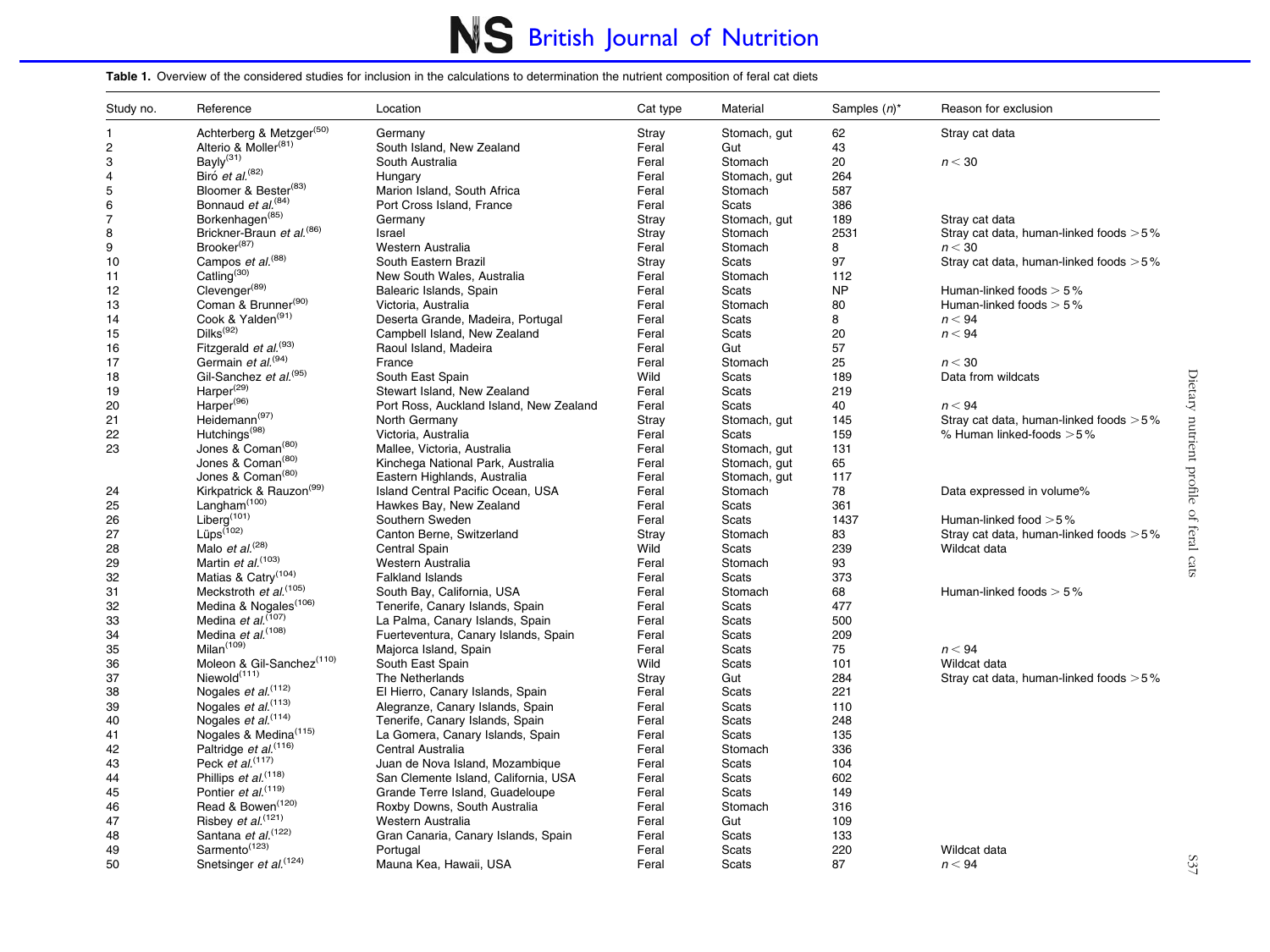**Table 1.** Overview of the considered studies for inclusion in the calculations to determination the nutrient composition of feral cat diets

| Study no. | Reference | Location | Cat type | Material | Samples (*n*)* | Reason for exclusion |
|---|---|---|---|---|---|---|
| 1 | Achterberg & Metzger[50] | Germany | Stray | Stomach, gut | 62 | Stray cat data |
| 2 | Alterio & Moller[81] | South Island, New Zealand | Feral | Gut | 43 | |
| 3 | Bayly[31] | South Australia | Feral | Stomach | 20 | $n < 30$ |
| 4 | Biró *et al.*[82] | Hungary | Feral | Stomach, gut | 264 | |
| 5 | Bloomer & Bester[83] | Marion Island, South Africa | Feral | Stomach | 587 | |
| 6 | Bonnaud *et al.*[84] | Port Cross Island, France | Feral | Scats | 386 | |
| 7 | Borkenhagen[85] | Germany | Stray | Stomach, gut | 189 | Stray cat data |
| 8 | Brickner-Braun *et al.*[86] | Israel | Stray | Stomach | 2531 | Stray cat data, human-linked foods >5 % |
| 9 | Brooker[87] | Western Australia | Feral | Stomach | 8 | $n < 30$ |
| 10 | Campos *et al.*[88] | South Eastern Brazil | Stray | Scats | 97 | Stray cat data, human-linked foods >5 % |
| 11 | Catling[30] | New South Wales, Australia | Feral | Stomach | 112 | |
| 12 | Clevenger[89] | Balearic Islands, Spain | Feral | Scats | NP | Human-linked foods > 5 % |
| 13 | Coman & Brunner[90] | Victoria, Australia | Feral | Stomach | 80 | Human-linked foods > 5 % |
| 14 | Cook & Yalden[91] | Deserta Grande, Madeira, Portugal | Feral | Scats | 8 | $n < 94$ |
| 15 | Dilks[92] | Campbell Island, New Zealand | Feral | Scats | 20 | $n < 94$ |
| 16 | Fitzgerald *et al.*[93] | Raoul Island, Madeira | Feral | Gut | 57 | |
| 17 | Germain *et al.*[94] | France | Feral | Stomach | 25 | $n < 30$ |
| 18 | Gil-Sanchez *et al.*[95] | South East Spain | Wild | Scats | 189 | Data from wildcats |
| 19 | Harper[29] | Stewart Island, New Zealand | Feral | Scats | 219 | |
| 20 | Harper[96] | Port Ross, Auckland Island, New Zealand | Feral | Scats | 40 | $n < 94$ |
| 21 | Heidemann[97] | North Germany | Stray | Stomach, gut | 145 | Stray cat data, human-linked foods >5 % |
| 22 | Hutchings[98] | Victoria, Australia | Feral | Scats | 159 | % Human linked-foods >5 % |
| 23 | Jones & Coman[80] | Mallee, Victoria, Australia | Feral | Stomach, gut | 131 | |
| | Jones & Coman[80] | Kinchega National Park, Australia | Feral | Stomach, gut | 65 | |
| | Jones & Coman[80] | Eastern Highlands, Australia | Feral | Stomach, gut | 117 | |
| 24 | Kirkpatrick & Rauzon[99] | Island Central Pacific Ocean, USA | Feral | Stomach | 78 | Data expressed in volume% |
| 25 | Langham[100] | Hawkes Bay, New Zealand | Feral | Scats | 361 | |
| 26 | Liberg[101] | Southern Sweden | Feral | Scats | 1437 | Human-linked food >5 % |
| 27 | Lüps[102] | Canton Berne, Switzerland | Stray | Stomach | 83 | Stray cat data, human-linked foods >5 % |
| 28 | Malo *et al.*[28] | Central Spain | Wild | Scats | 239 | Wildcat data |
| 29 | Martin *et al.*[103] | Western Australia | Feral | Stomach | 93 | |
| 32 | Matias & Catry[104] | Falkland Islands | Feral | Scats | 373 | |
| 31 | Meckstroth *et al.*[105] | South Bay, California, USA | Feral | Stomach | 68 | Human-linked foods > 5 % |
| 32 | Medina & Nogales[106] | Tenerife, Canary Islands, Spain | Feral | Scats | 477 | |
| 33 | Medina *et al.*[107] | La Palma, Canary Islands, Spain | Feral | Scats | 500 | |
| 34 | Medina *et al.*[108] | Fuerteventura, Canary Islands, Spain | Feral | Scats | 209 | |
| 35 | Milan[109] | Majorca Island, Spain | Feral | Scats | 75 | $n < 94$ |
| 36 | Moleon & Gil-Sanchez[110] | South East Spain | Wild | Scats | 101 | Wildcat data |
| 37 | Niewold[111] | The Netherlands | Stray | Gut | 284 | Stray cat data, human-linked foods >5 % |
| 38 | Nogales *et al.*[112] | El Hierro, Canary Islands, Spain | Feral | Scats | 221 | |
| 39 | Nogales *et al.*[113] | Alegranze, Canary Islands, Spain | Feral | Scats | 110 | |
| 40 | Nogales *et al.*[114] | Tenerife, Canary Islands, Spain | Feral | Scats | 248 | |
| 41 | Nogales & Medina[115] | La Gomera, Canary Islands, Spain | Feral | Scats | 135 | |
| 42 | Paltridge *et al.*[116] | Central Australia | Feral | Stomach | 336 | |
| 43 | Peck *et al.*[117] | Juan de Nova Island, Mozambique | Feral | Scats | 104 | |
| 44 | Phillips *et al.*[118] | San Clemente Island, California, USA | Feral | Scats | 602 | |
| 45 | Pontier *et al.*[119] | Grande Terre Island, Guadeloupe | Feral | Scats | 149 | |
| 46 | Read & Bowen[120] | Roxby Downs, South Australia | Feral | Stomach | 316 | |
| 47 | Risbey *et al.*[121] | Western Australia | Feral | Gut | 109 | |
| 48 | Santana *et al.*[122] | Gran Canaria, Canary Islands, Spain | Feral | Scats | 133 | |
| 49 | Sarmento[123] | Portugal | Feral | Scats | 220 | Wildcat data |
| 50 | Snetsinger *et al.*[124] | Mauna Kea, Hawaii, USA | Feral | Scats | 87 | $n < 94$ |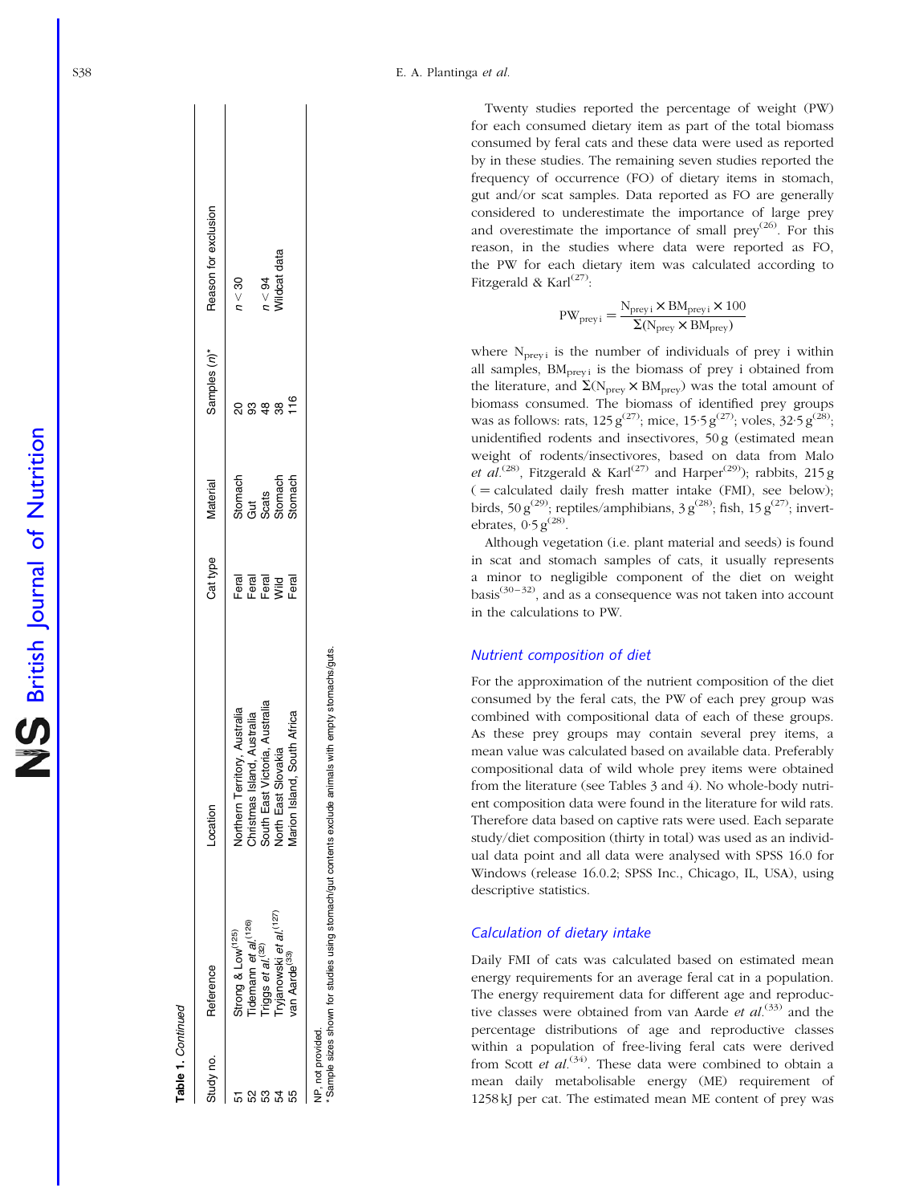**Table 1.** *Continued*

| Study no. | Reference | Location | Cat type | Material | Samples (*n*)* | Reason for exclusion |
|---|---|---|---|---|---|---|
| 51 | Strong & Low[125] | Northern Territory, Australia | Feral | Stomach | 20 | *n* < 30 |
| 52 | Tidemann *et al.*[126] | Christmas Island, Australia | Feral | Gut | 93 | |
| 53 | Triggs *et al.*[32] | South East Victoria, Australia | Feral | Scats | 48 | *n* < 94 |
| 54 | Tryjanowski *et al.*[127] | North East Slovakia | Wild | Stomach | 38 | Wildcat data |
| 55 | van Aarde[33] | Marion Island, South Africa | Feral | Stomach | 116 | |

NP, not provided.
* Sample sizes shown for studies using stomach/gut contents exclude animals with empty stomachs/guts.

Twenty studies reported the percentage of weight (PW) for each consumed dietary item as part of the total biomass consumed by feral cats and these data were used as reported by in these studies. The remaining seven studies reported the frequency of occurrence (FO) of dietary items in stomach, gut and/or scat samples. Data reported as FO are generally considered to underestimate the importance of large prey and overestimate the importance of small prey[26]. For this reason, in the studies where data were reported as FO, the PW for each dietary item was calculated according to Fitzgerald & Karl[27]:

$$PW_{prey\,i} = \frac{N_{prey\,i} \times BM_{prey\,i} \times 100}{\Sigma(N_{prey} \times BM_{prey})}$$

where $N_{prey\,i}$ is the number of individuals of prey i within all samples, $BM_{prey\,i}$ is the biomass of prey i obtained from the literature, and $\Sigma(N_{prey} \times BM_{prey})$ was the total amount of biomass consumed. The biomass of identified prey groups was as follows: rats, 125 g[27]; mice, 15·5 g[27]; voles, 32·5 g[28]; unidentified rodents and insectivores, 50 g (estimated mean weight of rodents/insectivores, based on data from Malo *et al.*[28], Fitzgerald & Karl[27] and Harper[29]); rabbits, 215 g (= calculated daily fresh matter intake (FMI), see below); birds, 50 g[29]; reptiles/amphibians, 3 g[28]; fish, 15 g[27]; invertebrates, 0·5 g[28].

Although vegetation (i.e. plant material and seeds) is found in scat and stomach samples of cats, it usually represents a minor to negligible component of the diet on weight basis[30–32], and as a consequence was not taken into account in the calculations to PW.

### Nutrient composition of diet

For the approximation of the nutrient composition of the diet consumed by the feral cats, the PW of each prey group was combined with compositional data of each of these groups. As these prey groups may contain several prey items, a mean value was calculated based on available data. Preferably compositional data of wild whole prey items were obtained from the literature (see Tables 3 and 4). No whole-body nutrient composition data were found in the literature for wild rats. Therefore data based on captive rats were used. Each separate study/diet composition (thirty in total) was used as an individual data point and all data were analysed with SPSS 16.0 for Windows (release 16.0.2; SPSS Inc., Chicago, IL, USA), using descriptive statistics.

### Calculation of dietary intake

Daily FMI of cats was calculated based on estimated mean energy requirements for an average feral cat in a population. The energy requirement data for different age and reproductive classes were obtained from van Aarde *et al.*[33] and the percentage distributions of age and reproductive classes within a population of free-living feral cats were derived from Scott *et al.*[34]. These data were combined to obtain a mean daily metabolisable energy (ME) requirement of 1258 kJ per cat. The estimated mean ME content of prey was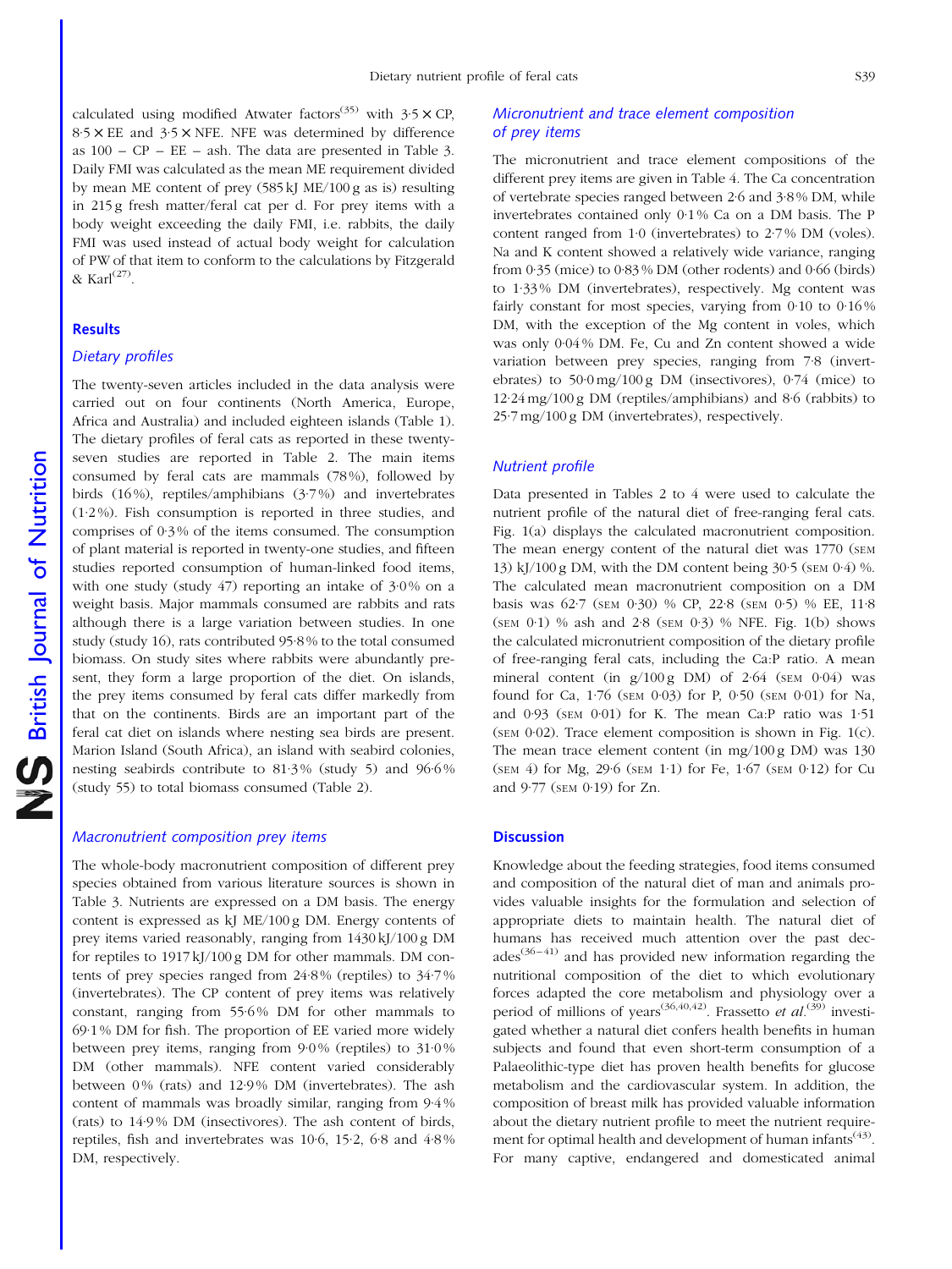calculated using modified Atwater factors[35] with 3·5 × CP, 8·5 × EE and 3·5 × NFE. NFE was determined by difference as 100 − CP − EE − ash. The data are presented in Table 3. Daily FMI was calculated as the mean ME requirement divided by mean ME content of prey (585 kJ ME/100 g as is) resulting in 215 g fresh matter/feral cat per d. For prey items with a body weight exceeding the daily FMI, i.e. rabbits, the daily FMI was used instead of actual body weight for calculation of PW of that item to conform to the calculations by Fitzgerald & Karl[27].

## Results

### *Dietary profiles*

The twenty-seven articles included in the data analysis were carried out on four continents (North America, Europe, Africa and Australia) and included eighteen islands (Table 1). The dietary profiles of feral cats as reported in these twenty-seven studies are reported in Table 2. The main items consumed by feral cats are mammals (78 %), followed by birds (16 %), reptiles/amphibians (3·7 %) and invertebrates (1·2 %). Fish consumption is reported in three studies, and comprises of 0·3 % of the items consumed. The consumption of plant material is reported in twenty-one studies, and fifteen studies reported consumption of human-linked food items, with one study (study 47) reporting an intake of 3·0 % on a weight basis. Major mammals consumed are rabbits and rats although there is a large variation between studies. In one study (study 16), rats contributed 95·8 % to the total consumed biomass. On study sites where rabbits were abundantly present, they form a large proportion of the diet. On islands, the prey items consumed by feral cats differ markedly from that on the continents. Birds are an important part of the feral cat diet on islands where nesting sea birds are present. Marion Island (South Africa), an island with seabird colonies, nesting seabirds contribute to 81·3 % (study 5) and 96·6 % (study 55) to total biomass consumed (Table 2).

### *Macronutrient composition prey items*

The whole-body macronutrient composition of different prey species obtained from various literature sources is shown in Table 3. Nutrients are expressed on a DM basis. The energy content is expressed as kJ ME/100 g DM. Energy contents of prey items varied reasonably, ranging from 1430 kJ/100 g DM for reptiles to 1917 kJ/100 g DM for other mammals. DM contents of prey species ranged from 24·8 % (reptiles) to 34·7 % (invertebrates). The CP content of prey items was relatively constant, ranging from 55·6 % DM for other mammals to 69·1 % DM for fish. The proportion of EE varied more widely between prey items, ranging from 9·0 % (reptiles) to 31·0 % DM (other mammals). NFE content varied considerably between 0 % (rats) and 12·9 % DM (invertebrates). The ash content of mammals was broadly similar, ranging from 9·4 % (rats) to 14·9 % DM (insectivores). The ash content of birds, reptiles, fish and invertebrates was 10·6, 15·2, 6·8 and 4·8 % DM, respectively.

### *Micronutrient and trace element composition of prey items*

The micronutrient and trace element compositions of the different prey items are given in Table 4. The Ca concentration of vertebrate species ranged between 2·6 and 3·8 % DM, while invertebrates contained only 0·1 % Ca on a DM basis. The P content ranged from 1·0 (invertebrates) to 2·7 % DM (voles). Na and K content showed a relatively wide variance, ranging from 0·35 (mice) to 0·83 % DM (other rodents) and 0·66 (birds) to 1·33 % DM (invertebrates), respectively. Mg content was fairly constant for most species, varying from 0·10 to 0·16 % DM, with the exception of the Mg content in voles, which was only 0·04 % DM. Fe, Cu and Zn content showed a wide variation between prey species, ranging from 7·8 (invertebrates) to 50·0 mg/100 g DM (insectivores), 0·74 (mice) to 12·24 mg/100 g DM (reptiles/amphibians) and 8·6 (rabbits) to 25·7 mg/100 g DM (invertebrates), respectively.

### *Nutrient profile*

Data presented in Tables 2 to 4 were used to calculate the nutrient profile of the natural diet of free-ranging feral cats. Fig. 1(a) displays the calculated macronutrient composition. The mean energy content of the natural diet was 1770 (SEM 13) kJ/100 g DM, with the DM content being 30·5 (SEM 0·4) %. The calculated mean macronutrient composition on a DM basis was 62·7 (SEM 0·30) % CP, 22·8 (SEM 0·5) % EE, 11·8 (SEM 0·1) % ash and 2·8 (SEM 0·3) % NFE. Fig. 1(b) shows the calculated micronutrient composition of the dietary profile of free-ranging feral cats, including the Ca:P ratio. A mean mineral content (in g/100 g DM) of 2·64 (SEM 0·04) was found for Ca, 1·76 (SEM 0·03) for P, 0·50 (SEM 0·01) for Na, and 0·93 (SEM 0·01) for K. The mean Ca:P ratio was 1·51 (SEM 0·02). Trace element composition is shown in Fig. 1(c). The mean trace element content (in mg/100 g DM) was 130 (SEM 4) for Mg, 29·6 (SEM 1·1) for Fe, 1·67 (SEM 0·12) for Cu and 9·77 (SEM 0·19) for Zn.

## Discussion

Knowledge about the feeding strategies, food items consumed and composition of the natural diet of man and animals provides valuable insights for the formulation and selection of appropriate diets to maintain health. The natural diet of humans has received much attention over the past decades[36–41] and has provided new information regarding the nutritional composition of the diet to which evolutionary forces adapted the core metabolism and physiology over a period of millions of years[36,40,42]. Frassetto *et al.*[39] investigated whether a natural diet confers health benefits in human subjects and found that even short-term consumption of a Palaeolithic-type diet has proven health benefits for glucose metabolism and the cardiovascular system. In addition, the composition of breast milk has provided valuable information about the dietary nutrient profile to meet the nutrient requirement for optimal health and development of human infants[43]. For many captive, endangered and domesticated animal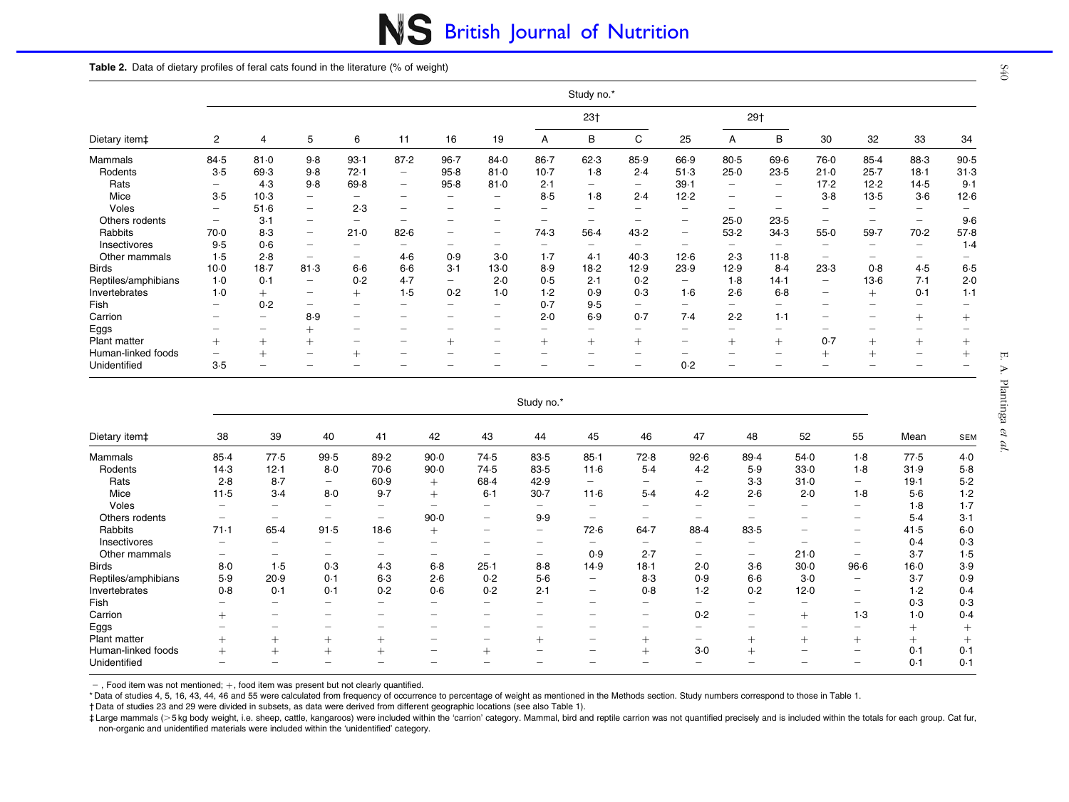**Table 2.** Data of dietary profiles of feral cats found in the literature (% of weight)

| Dietary item‡ | Study no.* | | | | | | | | | | | | | | | | |
|---|---|---|---|---|---|---|---|---|---|---|---|---|---|---|---|---|---|
| | | | | | | | | 23† | | | | 29† | | | | | |
| | 2 | 4 | 5 | 6 | 11 | 16 | 19 | A | B | C | 25 | A | B | 30 | 32 | 33 | 34 |
| Mammals | 84·5 | 81·0 | 9·8 | 93·1 | 87·2 | 96·7 | 84·0 | 86·7 | 62·3 | 85·9 | 66·9 | 80·5 | 69·6 | 76·0 | 85·4 | 88·3 | 90·5 |
| Rodents | 3·5 | 69·3 | 9·8 | 72·1 | – | 95·8 | 81·0 | 10·7 | 1·8 | 2·4 | 51·3 | 25·0 | 23·5 | 21·0 | 25·7 | 18·1 | 31·3 |
| Rats | – | 4·3 | 9·8 | 69·8 | – | 95·8 | 81·0 | 2·1 | – | – | 39·1 | – | – | 17·2 | 12·2 | 14·5 | 9·1 |
| Mice | 3·5 | 10·3 | – | – | – | – | – | 8·5 | 1·8 | 2·4 | 12·2 | – | – | 3·8 | 13·5 | 3·6 | 12·6 |
| Voles | – | 51·6 | – | 2·3 | – | – | – | – | – | – | – | – | – | – | – | – | – |
| Others rodents | – | 3·1 | – | – | – | – | – | – | – | – | – | 25·0 | 23·5 | – | – | – | 9·6 |
| Rabbits | 70·0 | 8·3 | – | 21·0 | 82·6 | – | – | 74·3 | 56·4 | 43·2 | – | 53·2 | 34·3 | 55·0 | 59·7 | 70·2 | 57·8 |
| Insectivores | 9·5 | 0·6 | – | – | – | – | – | – | – | – | – | – | – | – | – | – | 1·4 |
| Other mammals | 1·5 | 2·8 | – | – | 4·6 | 0·9 | 3·0 | 1·7 | 4·1 | 40·3 | 12·6 | 2·3 | 11·8 | – | – | – | – |
| Birds | 10·0 | 18·7 | 81·3 | 6·6 | 6·6 | 3·1 | 13·0 | 8·9 | 18·2 | 12·9 | 23·9 | 12·9 | 8·4 | 23·3 | 0·8 | 4·5 | 6·5 |
| Reptiles/amphibians | 1·0 | 0·1 | – | 0·2 | 4·7 | – | 2·0 | 0·5 | 2·1 | 0·2 | – | 1·8 | 14·1 | – | 13·6 | 7·1 | 2·0 |
| Invertebrates | 1·0 | + | – | + | 1·5 | 0·2 | 1·0 | 1·2 | 0·9 | 0·3 | 1·6 | 2·6 | 6·8 | – | + | 0·1 | 1·1 |
| Fish | – | 0·2 | – | – | – | – | – | 0·7 | 9·5 | – | – | – | – | – | – | – | – |
| Carrion | – | – | 8·9 | – | – | – | – | 2·0 | 6·9 | 0·7 | 7·4 | 2·2 | 1·1 | – | – | + | + |
| Eggs | – | – | + | – | – | – | – | – | – | – | – | – | – | – | – | – | – |
| Plant matter | + | + | + | – | – | + | – | + | + | + | – | + | + | 0·7 | + | + | + |
| Human-linked foods | – | + | – | + | – | – | – | – | – | – | – | – | – | + | + | – | + |
| Unidentified | 3·5 | – | – | – | – | – | – | – | – | – | 0·2 | – | – | – | – | – | – |

| Dietary item‡ | Study no.* | | | | | | | | | | | | | | |
|---|---|---|---|---|---|---|---|---|---|---|---|---|---|---|---|
| | 38 | 39 | 40 | 41 | 42 | 43 | 44 | 45 | 46 | 47 | 48 | 52 | 55 | Mean | SEM |
| Mammals | 85·4 | 77·5 | 99·5 | 89·2 | 90·0 | 74·5 | 83·5 | 85·1 | 72·8 | 92·6 | 89·4 | 54·0 | 1·8 | 77·5 | 4·0 |
| Rodents | 14·3 | 12·1 | 8·0 | 70·6 | 90·0 | 74·5 | 83·5 | 11·6 | 5·4 | 4·2 | 5·9 | 33·0 | 1·8 | 31·9 | 5·8 |
| Rats | 2·8 | 8·7 | – | 60·9 | + | 68·4 | 42·9 | – | – | – | 3·3 | 31·0 | – | 19·1 | 5·2 |
| Mice | 11·5 | 3·4 | 8·0 | 9·7 | + | 6·1 | 30·7 | 11·6 | 5·4 | 4·2 | 2·6 | 2·0 | 1·8 | 5·6 | 1·2 |
| Voles | – | – | – | – | – | – | – | – | – | – | – | – | – | 1·8 | 1·7 |
| Others rodents | – | – | – | – | 90·0 | – | 9·9 | – | – | – | – | – | – | 5·4 | 3·1 |
| Rabbits | 71·1 | 65·4 | 91·5 | 18·6 | + | – | – | 72·6 | 64·7 | 88·4 | 83·5 | – | – | 41·5 | 6·0 |
| Insectivores | – | – | – | – | – | – | – | – | – | – | – | – | – | 0·4 | 0·3 |
| Other mammals | – | – | – | – | – | – | – | 0·9 | 2·7 | – | – | 21·0 | – | 3·7 | 1·5 |
| Birds | 8·0 | 1·5 | 0·3 | 4·3 | 6·8 | 25·1 | 8·8 | 14·9 | 18·1 | 2·0 | 3·6 | 30·0 | 96·6 | 16·0 | 3·9 |
| Reptiles/amphibians | 5·9 | 20·9 | 0·1 | 6·3 | 2·6 | 0·2 | 5·6 | – | 8·3 | 0·9 | 6·6 | 3·0 | – | 3·7 | 0·9 |
| Invertebrates | 0·8 | 0·1 | 0·1 | 0·2 | 0·6 | 0·2 | 2·1 | – | 0·8 | 1·2 | 0·2 | 12·0 | – | 1·2 | 0·4 |
| Fish | – | – | – | – | – | – | – | – | – | – | – | – | – | 0·3 | 0·3 |
| Carrion | + | – | – | – | – | – | – | – | – | 0·2 | – | + | 1·3 | 1·0 | 0·4 |
| Eggs | – | – | – | – | – | – | – | – | – | – | – | – | – | + | + |
| Plant matter | + | + | + | + | – | – | + | – | + | – | + | + | + | + | + |
| Human-linked foods | + | + | + | + | – | + | – | – | + | 3·0 | + | – | – | 0·1 | 0·1 |
| Unidentified | – | – | – | – | – | – | – | – | – | – | – | – | – | 0·1 | 0·1 |

–, Food item was not mentioned; +, food item was present but not clearly quantified.

\* Data of studies 4, 5, 16, 43, 44, 46 and 55 were calculated from frequency of occurrence to percentage of weight as mentioned in the Methods section. Study numbers correspond to those in Table 1.

† Data of studies 23 and 29 were divided in subsets, as data were derived from different geographic locations (see also Table 1).

‡ Large mammals (>5 kg body weight, i.e. sheep, cattle, kangaroos) were included within the 'carrion' category. Mammal, bird and reptile carrion was not quantified precisely and is included within the totals for each group. Cat fur, non-organic and unidentified materials were included within the 'unidentified' category.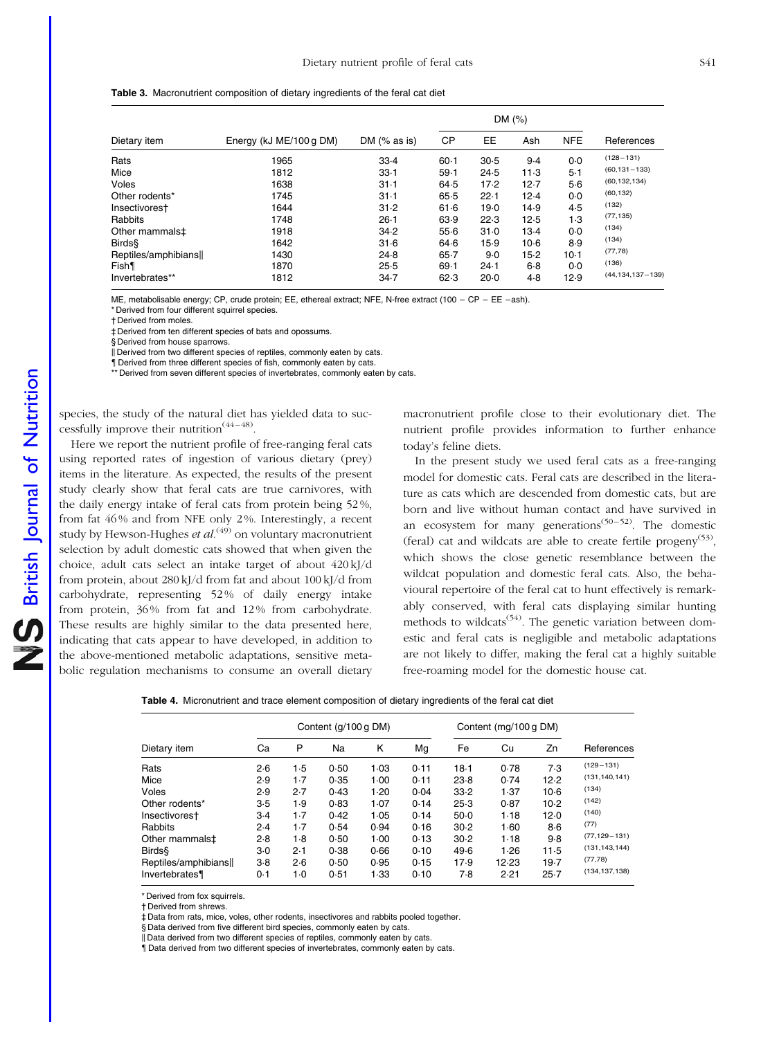**Table 3.** Macronutrient composition of dietary ingredients of the feral cat diet

| Dietary item | Energy (kJ ME/100 g DM) | DM (% as is) | DM (%) | | | | References |
|---|---|---|---|---|---|---|---|
| | | | CP | EE | Ash | NFE | |
| Rats | 1965 | 33·4 | 60·1 | 30·5 | 9·4 | 0·0 | (128–131) |
| Mice | 1812 | 33·1 | 59·1 | 24·5 | 11·3 | 5·1 | (60,131–133) |
| Voles | 1638 | 31·1 | 64·5 | 17·2 | 12·7 | 5·6 | (60,132,134) |
| Other rodents* | 1745 | 31·1 | 65·5 | 22·1 | 12·4 | 0·0 | (60,132) |
| Insectivores† | 1644 | 31·2 | 61·6 | 19·0 | 14·9 | 4·5 | (132) |
| Rabbits | 1748 | 26·1 | 63·9 | 22·3 | 12·5 | 1·3 | (77,135) |
| Other mammals‡ | 1918 | 34·2 | 55·6 | 31·0 | 13·4 | 0·0 | (134) |
| Birds§ | 1642 | 31·6 | 64·6 | 15·9 | 10·6 | 8·9 | (134) |
| Reptiles/amphibians‖ | 1430 | 24·8 | 65·7 | 9·0 | 15·2 | 10·1 | (77,78) |
| Fish¶ | 1870 | 25·5 | 69·1 | 24·1 | 6·8 | 0·0 | (136) |
| Invertebrates** | 1812 | 34·7 | 62·3 | 20·0 | 4·8 | 12·9 | (44,134,137–139) |

ME, metabolisable energy; CP, crude protein; EE, ethereal extract; NFE, N-free extract (100 − CP − EE −ash).
\* Derived from four different squirrel species.
† Derived from moles.
‡ Derived from ten different species of bats and opossums.
§ Derived from house sparrows.
‖ Derived from two different species of reptiles, commonly eaten by cats.
¶ Derived from three different species of fish, commonly eaten by cats.
\*\* Derived from seven different species of invertebrates, commonly eaten by cats.

species, the study of the natural diet has yielded data to successfully improve their nutrition[44–48].

Here we report the nutrient profile of free-ranging feral cats using reported rates of ingestion of various dietary (prey) items in the literature. As expected, the results of the present study clearly show that feral cats are true carnivores, with the daily energy intake of feral cats from protein being 52 %, from fat 46 % and from NFE only 2 %. Interestingly, a recent study by Hewson-Hughes *et al.*[49] on voluntary macronutrient selection by adult domestic cats showed that when given the choice, adult cats select an intake target of about 420 kJ/d from protein, about 280 kJ/d from fat and about 100 kJ/d from carbohydrate, representing 52 % of daily energy intake from protein, 36 % from fat and 12 % from carbohydrate. These results are highly similar to the data presented here, indicating that cats appear to have developed, in addition to the above-mentioned metabolic adaptations, sensitive metabolic regulation mechanisms to consume an overall dietary macronutrient profile close to their evolutionary diet. The nutrient profile provides information to further enhance today's feline diets.

In the present study we used feral cats as a free-ranging model for domestic cats. Feral cats are described in the literature as cats which are descended from domestic cats, but are born and live without human contact and have survived in an ecosystem for many generations[50–52]. The domestic (feral) cat and wildcats are able to create fertile progeny[53], which shows the close genetic resemblance between the wildcat population and domestic feral cats. Also, the behavioural repertoire of the feral cat to hunt effectively is remarkably conserved, with feral cats displaying similar hunting methods to wildcats[54]. The genetic variation between domestic and feral cats is negligible and metabolic adaptations are not likely to differ, making the feral cat a highly suitable free-roaming model for the domestic house cat.

**Table 4.** Micronutrient and trace element composition of dietary ingredients of the feral cat diet

| Dietary item | Content (g/100 g DM) | | | | | Content (mg/100 g DM) | | | References |
|---|---|---|---|---|---|---|---|---|---|
| | Ca | P | Na | K | Mg | Fe | Cu | Zn | |
| Rats | 2·6 | 1·5 | 0·50 | 1·03 | 0·11 | 18·1 | 0·78 | 7·3 | (129–131) |
| Mice | 2·9 | 1·7 | 0·35 | 1·00 | 0·11 | 23·8 | 0·74 | 12·2 | (131,140,141) |
| Voles | 2·9 | 2·7 | 0·43 | 1·20 | 0·04 | 33·2 | 1·37 | 10·6 | (134) |
| Other rodents* | 3·5 | 1·9 | 0·83 | 1·07 | 0·14 | 25·3 | 0·87 | 10·2 | (142) |
| Insectivores† | 3·4 | 1·7 | 0·42 | 1·05 | 0·14 | 50·0 | 1·18 | 12·0 | (140) |
| Rabbits | 2·4 | 1·7 | 0·54 | 0·94 | 0·16 | 30·2 | 1·60 | 8·6 | (77) |
| Other mammals‡ | 2·8 | 1·8 | 0·50 | 1·00 | 0·13 | 30·2 | 1·18 | 9·8 | (77,129–131) |
| Birds§ | 3·0 | 2·1 | 0·38 | 0·66 | 0·10 | 49·6 | 1·26 | 11·5 | (131,143,144) |
| Reptiles/amphibians‖ | 3·8 | 2·6 | 0·50 | 0·95 | 0·15 | 17·9 | 12·23 | 19·7 | (77,78) |
| Invertebrates¶ | 0·1 | 1·0 | 0·51 | 1·33 | 0·10 | 7·8 | 2·21 | 25·7 | (134,137,138) |

\* Derived from fox squirrels.
† Derived from shrews.
‡ Data from rats, mice, voles, other rodents, insectivores and rabbits pooled together.
§ Data derived from five different bird species, commonly eaten by cats.
‖ Data derived from two different species of reptiles, commonly eaten by cats.
¶ Data derived from two different species of invertebrates, commonly eaten by cats.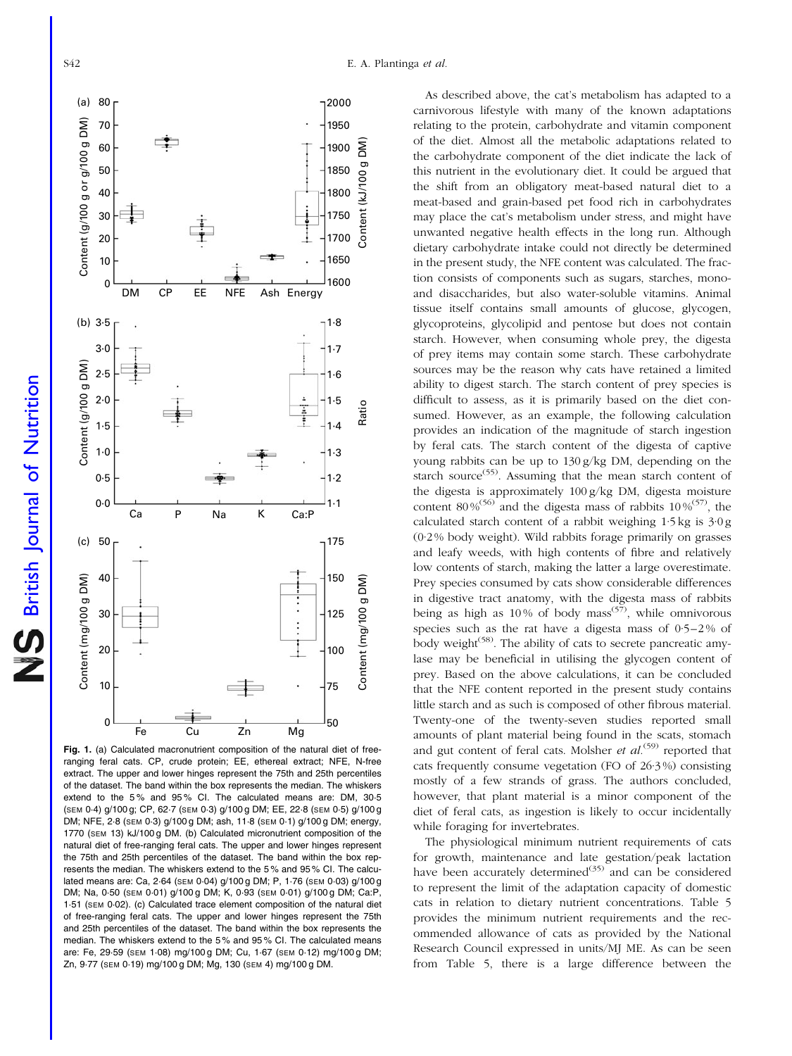**Fig. 1.** (a) Calculated macronutrient composition of the natural diet of free-ranging feral cats. CP, crude protein; EE, ethereal extract; NFE, N-free extract. The upper and lower hinges represent the 75th and 25th percentiles of the dataset. The band within the box represents the median. The whiskers extend to the 5 % and 95 % CI. The calculated means are: DM, 30·5 (SEM 0·4) g/100 g; CP, 62·7 (SEM 0·3) g/100 g DM; EE, 22·8 (SEM 0·5) g/100 g DM; NFE, 2·8 (SEM 0·3) g/100 g DM; ash, 11·8 (SEM 0·1) g/100 g DM; energy, 1770 (SEM 13) kJ/100 g DM. (b) Calculated micronutrient composition of the natural diet of free-ranging feral cats. The upper and lower hinges represent the 75th and 25th percentiles of the dataset. The band within the box represents the median. The whiskers extend to the 5 % and 95 % CI. The calculated means are: Ca, 2·64 (SEM 0·04) g/100 g DM; P, 1·76 (SEM 0·03) g/100 g DM; Na, 0·50 (SEM 0·01) g/100 g DM; K, 0·93 (SEM 0·01) g/100 g DM; Ca:P, 1·51 (SEM 0·02). (c) Calculated trace element composition of the natural diet of free-ranging feral cats. The upper and lower hinges represent the 75th and 25th percentiles of the dataset. The band within the box represents the median. The whiskers extend to the 5 % and 95 % CI. The calculated means are: Fe, 29·59 (SEM 1·08) mg/100 g DM; Cu, 1·67 (SEM 0·12) mg/100 g DM; Zn, 9·77 (SEM 0·19) mg/100 g DM; Mg, 130 (SEM 4) mg/100 g DM.

As described above, the cat's metabolism has adapted to a carnivorous lifestyle with many of the known adaptations relating to the protein, carbohydrate and vitamin component of the diet. Almost all the metabolic adaptations related to the carbohydrate component of the diet indicate the lack of this nutrient in the evolutionary diet. It could be argued that the shift from an obligatory meat-based natural diet to a meat-based and grain-based pet food rich in carbohydrates may place the cat's metabolism under stress, and might have unwanted negative health effects in the long run. Although dietary carbohydrate intake could not directly be determined in the present study, the NFE content was calculated. The fraction consists of components such as sugars, starches, mono- and disaccharides, but also water-soluble vitamins. Animal tissue itself contains small amounts of glucose, glycogen, glycoproteins, glycolipid and pentose but does not contain starch. However, when consuming whole prey, the digesta of prey items may contain some starch. These carbohydrate sources may be the reason why cats have retained a limited ability to digest starch. The starch content of prey species is difficult to assess, as it is primarily based on the diet consumed. However, as an example, the following calculation provides an indication of the magnitude of starch ingestion by feral cats. The starch content of the digesta of captive young rabbits can be up to 130 g/kg DM, depending on the starch source[55]. Assuming that the mean starch content of the digesta is approximately 100 g/kg DM, digesta moisture content 80 %[56] and the digesta mass of rabbits 10 %[57], the calculated starch content of a rabbit weighing 1·5 kg is 3·0 g (0·2 % body weight). Wild rabbits forage primarily on grasses and leafy weeds, with high contents of fibre and relatively low contents of starch, making the latter a large overestimate. Prey species consumed by cats show considerable differences in digestive tract anatomy, with the digesta mass of rabbits being as high as 10 % of body mass[57], while omnivorous species such as the rat have a digesta mass of 0·5–2 % of body weight[58]. The ability of cats to secrete pancreatic amylase may be beneficial in utilising the glycogen content of prey. Based on the above calculations, it can be concluded that the NFE content reported in the present study contains little starch and as such is composed of other fibrous material. Twenty-one of the twenty-seven studies reported small amounts of plant material being found in the scats, stomach and gut content of feral cats. Molsher *et al.*[59] reported that cats frequently consume vegetation (FO of 26·3 %) consisting mostly of a few strands of grass. The authors concluded, however, that plant material is a minor component of the diet of feral cats, as ingestion is likely to occur incidentally while foraging for invertebrates.

The physiological minimum nutrient requirements of cats for growth, maintenance and late gestation/peak lactation have been accurately determined[35] and can be considered to represent the limit of the adaptation capacity of domestic cats in relation to dietary nutrient concentrations. Table 5 provides the minimum nutrient requirements and the recommended allowance of cats as provided by the National Research Council expressed in units/MJ ME. As can be seen from Table 5, there is a large difference between the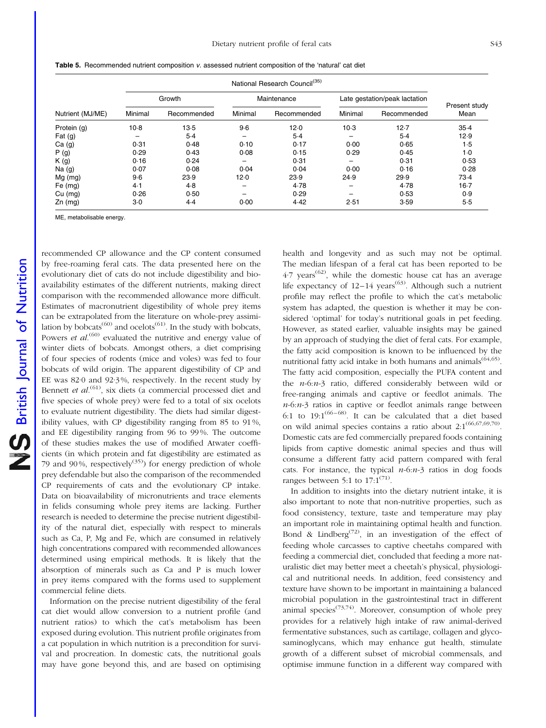**Table 5.** Recommended nutrient composition *v.* assessed nutrient composition of the 'natural' cat diet

| | National Research Council[35] | | | | | | |
|---|---|---|---|---|---|---|---|
| | Growth | | Maintenance | | Late gestation/peak lactation | | |
| Nutrient (MJ/ME) | Minimal | Recommended | Minimal | Recommended | Minimal | Recommended | Present study Mean |
| Protein (g) | 10·8 | 13·5 | 9·6 | 12·0 | 10·3 | 12·7 | 35·4 |
| Fat (g) | – | 5·4 | – | 5·4 | – | 5·4 | 12·9 |
| Ca (g) | 0·31 | 0·48 | 0·10 | 0·17 | 0·00 | 0·65 | 1·5 |
| P (g) | 0·29 | 0·43 | 0·08 | 0·15 | 0·29 | 0·45 | 1·0 |
| K (g) | 0·16 | 0·24 | – | 0·31 | – | 0·31 | 0·53 |
| Na (g) | 0·07 | 0·08 | 0·04 | 0·04 | 0·00 | 0·16 | 0·28 |
| Mg (mg) | 9·6 | 23·9 | 12·0 | 23·9 | 24·9 | 29·9 | 73·4 |
| Fe (mg) | 4·1 | 4·8 | – | 4·78 | – | 4·78 | 16·7 |
| Cu (mg) | 0·26 | 0·50 | – | 0·29 | – | 0·53 | 0·9 |
| Zn (mg) | 3·0 | 4·4 | 0·00 | 4·42 | 2·51 | 3·59 | 5·5 |

ME, metabolisable energy.

recommended CP allowance and the CP content consumed by free-roaming feral cats. The data presented here on the evolutionary diet of cats do not include digestibility and bioavailability estimates of the different nutrients, making direct comparison with the recommended allowance more difficult. Estimates of macronutrient digestibility of whole prey items can be extrapolated from the literature on whole-prey assimilation by bobcats[60] and ocelots[61]. In the study with bobcats, Powers *et al.*[60] evaluated the nutritive and energy value of winter diets of bobcats. Amongst others, a diet comprising of four species of rodents (mice and voles) was fed to four bobcats of wild origin. The apparent digestibility of CP and EE was 82·0 and 92·3 %, respectively. In the recent study by Bennett *et al.*[61], six diets (a commercial processed diet and five species of whole prey) were fed to a total of six ocelots to evaluate nutrient digestibility. The diets had similar digestibility values, with CP digestibility ranging from 85 to 91 %, and EE digestibility ranging from 96 to 99 %. The outcome of these studies makes the use of modified Atwater coefficients (in which protein and fat digestibility are estimated as 79 and 90 %, respectively[35]) for energy prediction of whole prey defendable but also the comparison of the recommended CP requirements of cats and the evolutionary CP intake. Data on bioavailability of micronutrients and trace elements in felids consuming whole prey items are lacking. Further research is needed to determine the precise nutrient digestibility of the natural diet, especially with respect to minerals such as Ca, P, Mg and Fe, which are consumed in relatively high concentrations compared with recommended allowances determined using empirical methods. It is likely that the absorption of minerals such as Ca and P is much lower in prey items compared with the forms used to supplement commercial feline diets.

Information on the precise nutrient digestibility of the feral cat diet would allow conversion to a nutrient profile (and nutrient ratios) to which the cat's metabolism has been exposed during evolution. This nutrient profile originates from a cat population in which nutrition is a precondition for survival and procreation. In domestic cats, the nutritional goals may have gone beyond this, and are based on optimising health and longevity and as such may not be optimal. The median lifespan of a feral cat has been reported to be 4·7 years[62], while the domestic house cat has an average life expectancy of 12–14 years[63]. Although such a nutrient profile may reflect the profile to which the cat's metabolic system has adapted, the question is whether it may be considered 'optimal' for today's nutritional goals in pet feeding. However, as stated earlier, valuable insights may be gained by an approach of studying the diet of feral cats. For example, the fatty acid composition is known to be influenced by the nutritional fatty acid intake in both humans and animals[64,65]. The fatty acid composition, especially the PUFA content and the *n*-6:*n*-3 ratio, differed considerably between wild or free-ranging animals and captive or feedlot animals. The *n*-6:*n*-3 ratios in captive or feedlot animals range between 6:1 to 19:1[66–68]. It can be calculated that a diet based on wild animal species contains a ratio about 2:1[66,67,69,70]. Domestic cats are fed commercially prepared foods containing lipids from captive domestic animal species and thus will consume a different fatty acid pattern compared with feral cats. For instance, the typical *n*-6:*n*-3 ratios in dog foods ranges between 5:1 to 17:1[71].

In addition to insights into the dietary nutrient intake, it is also important to note that non-nutritive properties, such as food consistency, texture, taste and temperature may play an important role in maintaining optimal health and function. Bond & Lindberg[72], in an investigation of the effect of feeding whole carcasses to captive cheetahs compared with feeding a commercial diet, concluded that feeding a more naturalistic diet may better meet a cheetah's physical, physiological and nutritional needs. In addition, feed consistency and texture have shown to be important in maintaining a balanced microbial population in the gastrointestinal tract in different animal species[73,74]. Moreover, consumption of whole prey provides for a relatively high intake of raw animal-derived fermentative substances, such as cartilage, collagen and glycosaminoglycans, which may enhance gut health, stimulate growth of a different subset of microbial commensals, and optimise immune function in a different way compared with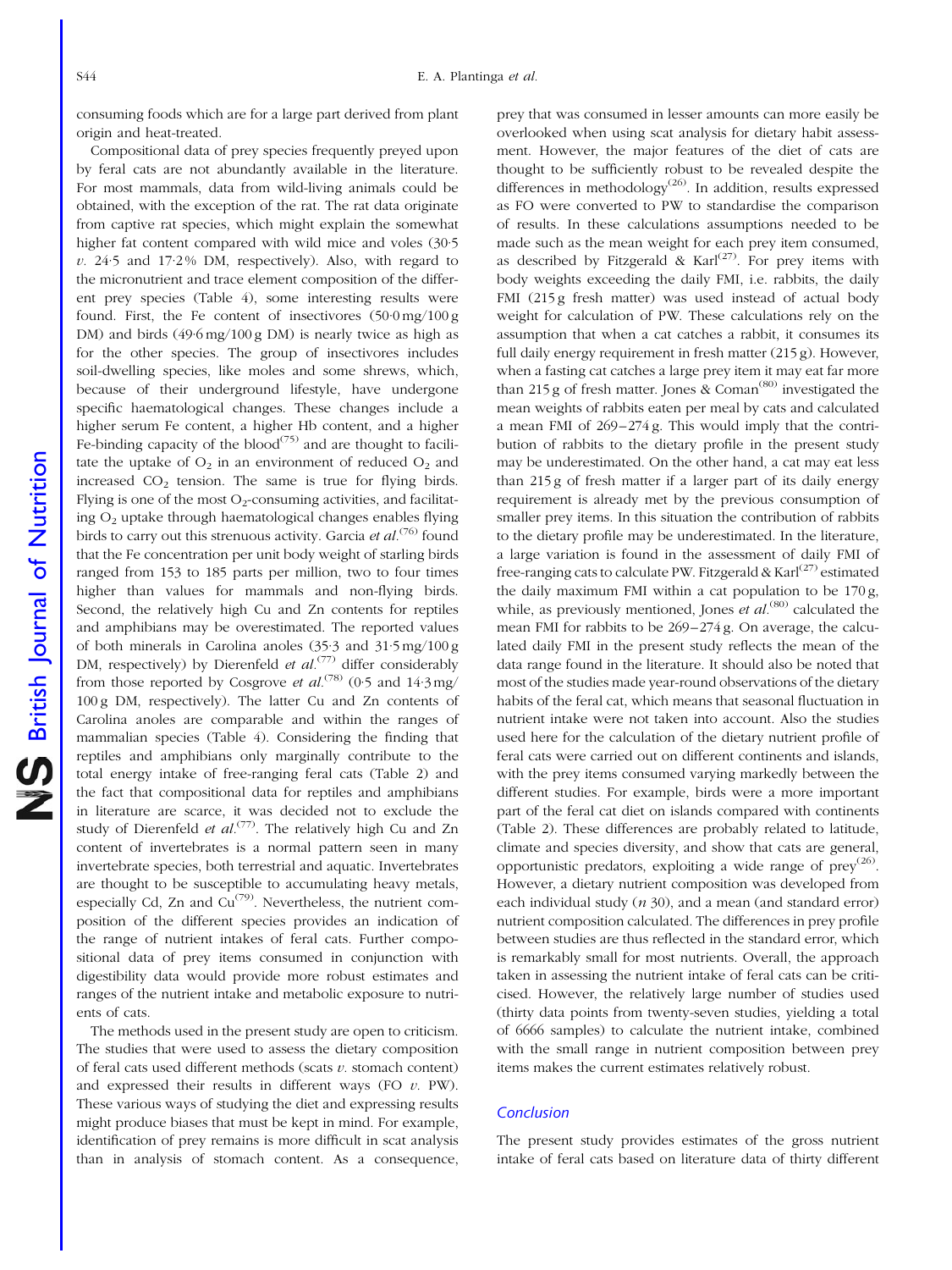consuming foods which are for a large part derived from plant origin and heat-treated.

Compositional data of prey species frequently preyed upon by feral cats are not abundantly available in the literature. For most mammals, data from wild-living animals could be obtained, with the exception of the rat. The rat data originate from captive rat species, which might explain the somewhat higher fat content compared with wild mice and voles (30·5 *v.* 24·5 and 17·2 % DM, respectively). Also, with regard to the micronutrient and trace element composition of the different prey species (Table 4), some interesting results were found. First, the Fe content of insectivores (50·0 mg/100 g DM) and birds (49·6 mg/100 g DM) is nearly twice as high as for the other species. The group of insectivores includes soil-dwelling species, like moles and some shrews, which, because of their underground lifestyle, have undergone specific haematological changes. These changes include a higher serum Fe content, a higher Hb content, and a higher Fe-binding capacity of the blood[75] and are thought to facilitate the uptake of $O_2$ in an environment of reduced $O_2$ and increased $CO_2$ tension. The same is true for flying birds. Flying is one of the most $O_2$-consuming activities, and facilitating $O_2$ uptake through haematological changes enables flying birds to carry out this strenuous activity. Garcia *et al.*[76] found that the Fe concentration per unit body weight of starling birds ranged from 153 to 185 parts per million, two to four times higher than values for mammals and non-flying birds. Second, the relatively high Cu and Zn contents for reptiles and amphibians may be overestimated. The reported values of both minerals in Carolina anoles (35·3 and 31·5 mg/100 g DM, respectively) by Dierenfeld *et al.*[77] differ considerably from those reported by Cosgrove *et al.*[78] (0·5 and 14·3 mg/100 g DM, respectively). The latter Cu and Zn contents of Carolina anoles are comparable and within the ranges of mammalian species (Table 4). Considering the finding that reptiles and amphibians only marginally contribute to the total energy intake of free-ranging feral cats (Table 2) and the fact that compositional data for reptiles and amphibians in literature are scarce, it was decided not to exclude the study of Dierenfeld *et al.*[77]. The relatively high Cu and Zn content of invertebrates is a normal pattern seen in many invertebrate species, both terrestrial and aquatic. Invertebrates are thought to be susceptible to accumulating heavy metals, especially Cd, Zn and Cu[79]. Nevertheless, the nutrient composition of the different species provides an indication of the range of nutrient intakes of feral cats. Further compositional data of prey items consumed in conjunction with digestibility data would provide more robust estimates and ranges of the nutrient intake and metabolic exposure to nutrients of cats.

The methods used in the present study are open to criticism. The studies that were used to assess the dietary composition of feral cats used different methods (scats *v.* stomach content) and expressed their results in different ways (FO *v.* PW). These various ways of studying the diet and expressing results might produce biases that must be kept in mind. For example, identification of prey remains is more difficult in scat analysis than in analysis of stomach content. As a consequence, prey that was consumed in lesser amounts can more easily be overlooked when using scat analysis for dietary habit assessment. However, the major features of the diet of cats are thought to be sufficiently robust to be revealed despite the differences in methodology[26]. In addition, results expressed as FO were converted to PW to standardise the comparison of results. In these calculations assumptions needed to be made such as the mean weight for each prey item consumed, as described by Fitzgerald & Karl[27]. For prey items with body weights exceeding the daily FMI, i.e. rabbits, the daily FMI (215 g fresh matter) was used instead of actual body weight for calculation of PW. These calculations rely on the assumption that when a cat catches a rabbit, it consumes its full daily energy requirement in fresh matter (215 g). However, when a fasting cat catches a large prey item it may eat far more than 215 g of fresh matter. Jones & Coman[80] investigated the mean weights of rabbits eaten per meal by cats and calculated a mean FMI of 269–274 g. This would imply that the contribution of rabbits to the dietary profile in the present study may be underestimated. On the other hand, a cat may eat less than 215 g of fresh matter if a larger part of its daily energy requirement is already met by the previous consumption of smaller prey items. In this situation the contribution of rabbits to the dietary profile may be underestimated. In the literature, a large variation is found in the assessment of daily FMI of free-ranging cats to calculate PW. Fitzgerald & Karl[27] estimated the daily maximum FMI within a cat population to be 170 g, while, as previously mentioned, Jones *et al.*[80] calculated the mean FMI for rabbits to be 269–274 g. On average, the calculated daily FMI in the present study reflects the mean of the data range found in the literature. It should also be noted that most of the studies made year-round observations of the dietary habits of the feral cat, which means that seasonal fluctuation in nutrient intake were not taken into account. Also the studies used here for the calculation of the dietary nutrient profile of feral cats were carried out on different continents and islands, with the prey items consumed varying markedly between the different studies. For example, birds were a more important part of the feral cat diet on islands compared with continents (Table 2). These differences are probably related to latitude, climate and species diversity, and show that cats are general, opportunistic predators, exploiting a wide range of prey[26]. However, a dietary nutrient composition was developed from each individual study (*n* 30), and a mean (and standard error) nutrient composition calculated. The differences in prey profile between studies are thus reflected in the standard error, which is remarkably small for most nutrients. Overall, the approach taken in assessing the nutrient intake of feral cats can be criticised. However, the relatively large number of studies used (thirty data points from twenty-seven studies, yielding a total of 6666 samples) to calculate the nutrient intake, combined with the small range in nutrient composition between prey items makes the current estimates relatively robust.

## Conclusion

The present study provides estimates of the gross nutrient intake of feral cats based on literature data of thirty different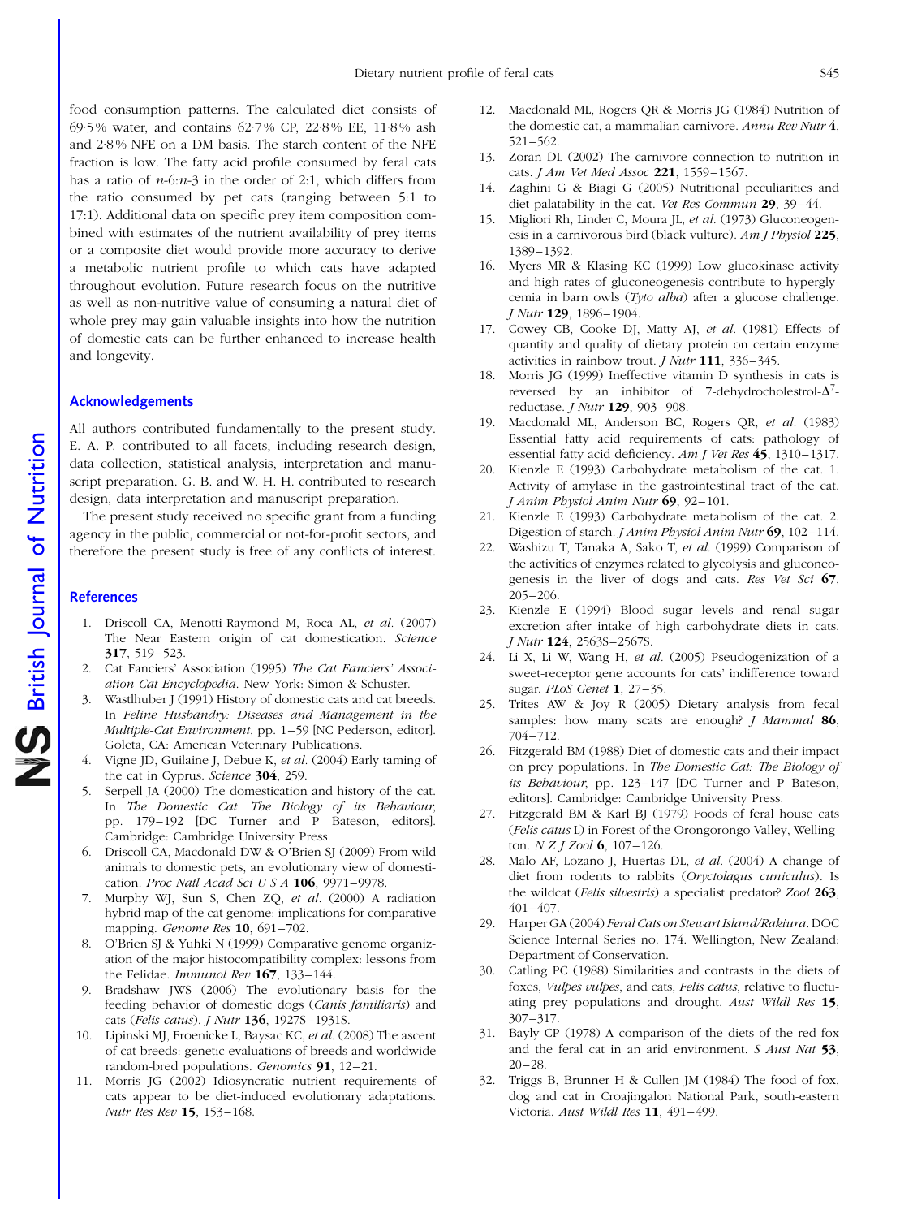food consumption patterns. The calculated diet consists of 69·5% water, and contains 62·7% CP, 22·8% EE, 11·8% ash and 2·8% NFE on a DM basis. The starch content of the NFE fraction is low. The fatty acid profile consumed by feral cats has a ratio of $n$-6:$n$-3 in the order of 2:1, which differs from the ratio consumed by pet cats (ranging between 5:1 to 17:1). Additional data on specific prey item composition combined with estimates of the nutrient availability of prey items or a composite diet would provide more accuracy to derive a metabolic nutrient profile to which cats have adapted throughout evolution. Future research focus on the nutritive as well as non-nutritive value of consuming a natural diet of whole prey may gain valuable insights into how the nutrition of domestic cats can be further enhanced to increase health and longevity.

## Acknowledgements

All authors contributed fundamentally to the present study. E. A. P. contributed to all facets, including research design, data collection, statistical analysis, interpretation and manuscript preparation. G. B. and W. H. H. contributed to research design, data interpretation and manuscript preparation.

The present study received no specific grant from a funding agency in the public, commercial or not-for-profit sectors, and therefore the present study is free of any conflicts of interest.

## References

1. Driscoll CA, Menotti-Raymond M, Roca AL, *et al.* (2007) The Near Eastern origin of cat domestication. *Science* **317**, 519–523.
2. Cat Fanciers' Association (1995) *The Cat Fanciers' Association Cat Encyclopedia*. New York: Simon & Schuster.
3. Wastlhuber J (1991) History of domestic cats and cat breeds. In *Feline Husbandry: Diseases and Management in the Multiple-Cat Environment*, pp. 1–59 [NC Pederson, editor]. Goleta, CA: American Veterinary Publications.
4. Vigne JD, Guilaine J, Debue K, *et al.* (2004) Early taming of the cat in Cyprus. *Science* **304**, 259.
5. Serpell JA (2000) The domestication and history of the cat. In *The Domestic Cat. The Biology of its Behaviour*, pp. 179–192 [DC Turner and P Bateson, editors]. Cambridge: Cambridge University Press.
6. Driscoll CA, Macdonald DW & O'Brien SJ (2009) From wild animals to domestic pets, an evolutionary view of domestication. *Proc Natl Acad Sci U S A* **106**, 9971–9978.
7. Murphy WJ, Sun S, Chen ZQ, *et al.* (2000) A radiation hybrid map of the cat genome: implications for comparative mapping. *Genome Res* **10**, 691–702.
8. O'Brien SJ & Yuhki N (1999) Comparative genome organization of the major histocompatibility complex: lessons from the Felidae. *Immunol Rev* **167**, 133–144.
9. Bradshaw JWS (2006) The evolutionary basis for the feeding behavior of domestic dogs (*Canis familiaris*) and cats (*Felis catus*). *J Nutr* **136**, 1927S–1931S.
10. Lipinski MJ, Froenicke L, Baysac KC, *et al.* (2008) The ascent of cat breeds: genetic evaluations of breeds and worldwide random-bred populations. *Genomics* **91**, 12–21.
11. Morris JG (2002) Idiosyncratic nutrient requirements of cats appear to be diet-induced evolutionary adaptations. *Nutr Res Rev* **15**, 153–168.
12. Macdonald ML, Rogers QR & Morris JG (1984) Nutrition of the domestic cat, a mammalian carnivore. *Annu Rev Nutr* **4**, 521–562.
13. Zoran DL (2002) The carnivore connection to nutrition in cats. *J Am Vet Med Assoc* **221**, 1559–1567.
14. Zaghini G & Biagi G (2005) Nutritional peculiarities and diet palatability in the cat. *Vet Res Commun* **29**, 39–44.
15. Migliori Rh, Linder C, Moura JL, *et al.* (1973) Gluconeogenesis in a carnivorous bird (black vulture). *Am J Physiol* **225**, 1389–1392.
16. Myers MR & Klasing KC (1999) Low glucokinase activity and high rates of gluconeogenesis contribute to hyperglycemia in barn owls (*Tyto alba*) after a glucose challenge. *J Nutr* **129**, 1896–1904.
17. Cowey CB, Cooke DJ, Matty AJ, *et al.* (1981) Effects of quantity and quality of dietary protein on certain enzyme activities in rainbow trout. *J Nutr* **111**, 336–345.
18. Morris JG (1999) Ineffective vitamin D synthesis in cats is reversed by an inhibitor of 7-dehydrocholestrol-$\Delta^7$-reductase. *J Nutr* **129**, 903–908.
19. Macdonald ML, Anderson BC, Rogers QR, *et al.* (1983) Essential fatty acid requirements of cats: pathology of essential fatty acid deficiency. *Am J Vet Res* **45**, 1310–1317.
20. Kienzle E (1993) Carbohydrate metabolism of the cat. 1. Activity of amylase in the gastrointestinal tract of the cat. *J Anim Physiol Anim Nutr* **69**, 92–101.
21. Kienzle E (1993) Carbohydrate metabolism of the cat. 2. Digestion of starch. *J Anim Physiol Anim Nutr* **69**, 102–114.
22. Washizu T, Tanaka A, Sako T, *et al.* (1999) Comparison of the activities of enzymes related to glycolysis and gluconeogenesis in the liver of dogs and cats. *Res Vet Sci* **67**, 205–206.
23. Kienzle E (1994) Blood sugar levels and renal sugar excretion after intake of high carbohydrate diets in cats. *J Nutr* **124**, 2563S–2567S.
24. Li X, Li W, Wang H, *et al.* (2005) Pseudogenization of a sweet-receptor gene accounts for cats' indifference toward sugar. *PLoS Genet* **1**, 27–35.
25. Trites AW & Joy R (2005) Dietary analysis from fecal samples: how many scats are enough? *J Mammal* **86**, 704–712.
26. Fitzgerald BM (1988) Diet of domestic cats and their impact on prey populations. In *The Domestic Cat: The Biology of its Behaviour*, pp. 123–147 [DC Turner and P Bateson, editors]. Cambridge: Cambridge University Press.
27. Fitzgerald BM & Karl BJ (1979) Foods of feral house cats (*Felis catus* L) in Forest of the Orongorongo Valley, Wellington. *N Z J Zool* **6**, 107–126.
28. Malo AF, Lozano J, Huertas DL, *et al.* (2004) A change of diet from rodents to rabbits (*Oryctolagus cuniculus*). Is the wildcat (*Felis silvestris*) a specialist predator? *Zool* **263**, 401–407.
29. Harper GA (2004) *Feral Cats on Stewart Island/Rakiura*. DOC Science Internal Series no. 174. Wellington, New Zealand: Department of Conservation.
30. Catling PC (1988) Similarities and contrasts in the diets of foxes, *Vulpes vulpes*, and cats, *Felis catus*, relative to fluctuating prey populations and drought. *Aust Wildl Res* **15**, 307–317.
31. Bayly CP (1978) A comparison of the diets of the red fox and the feral cat in an arid environment. *S Aust Nat* **53**, 20–28.
32. Triggs B, Brunner H & Cullen JM (1984) The food of fox, dog and cat in Croajingalon National Park, south-eastern Victoria. *Aust Wildl Res* **11**, 491–499.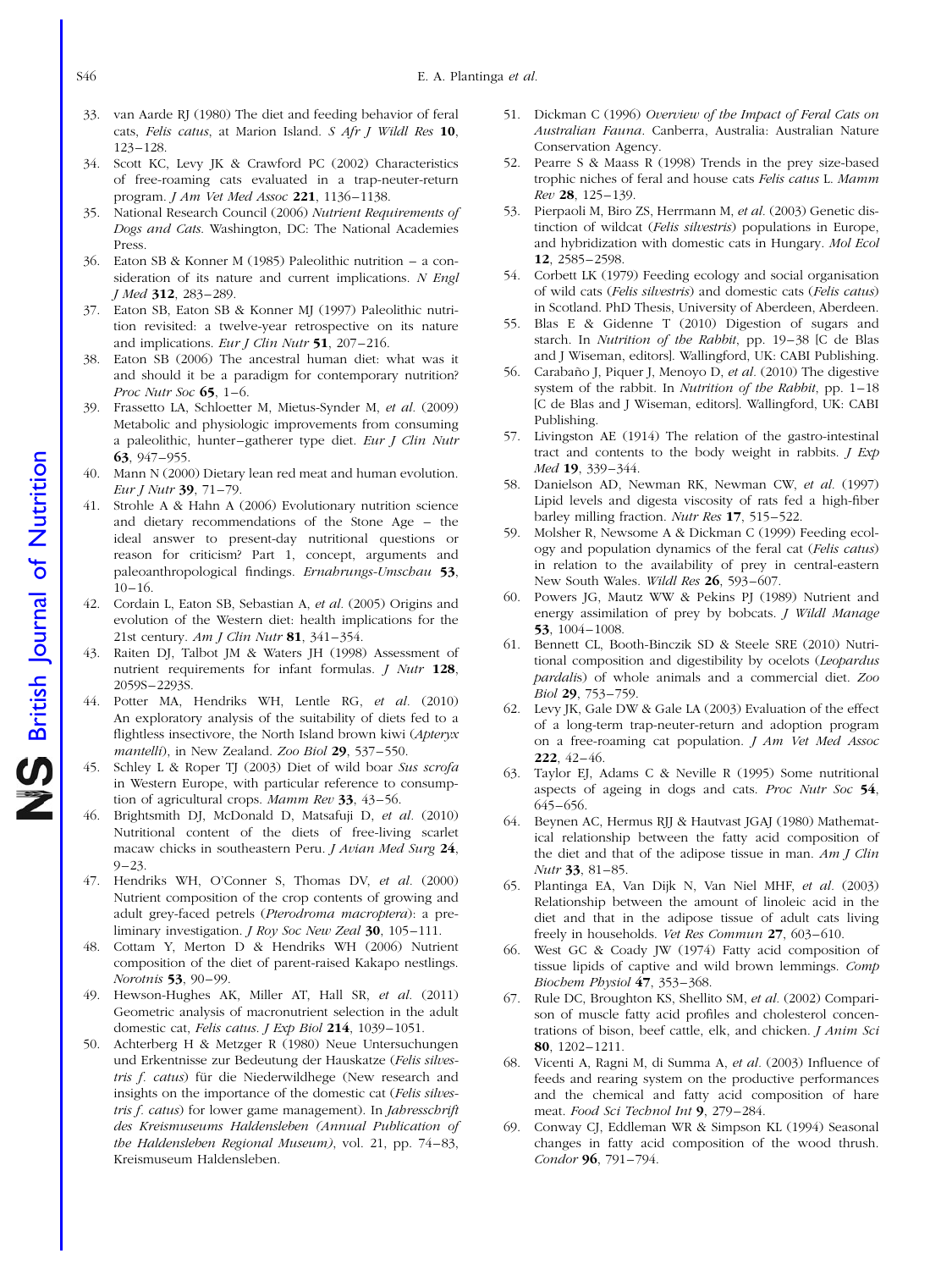33. van Aarde RJ (1980) The diet and feeding behavior of feral cats, *Felis catus*, at Marion Island. *S Afr J Wildl Res* **10**, 123–128.
34. Scott KC, Levy JK & Crawford PC (2002) Characteristics of free-roaming cats evaluated in a trap-neuter-return program. *J Am Vet Med Assoc* **221**, 1136–1138.
35. National Research Council (2006) *Nutrient Requirements of Dogs and Cats*. Washington, DC: The National Academies Press.
36. Eaton SB & Konner M (1985) Paleolithic nutrition – a consideration of its nature and current implications. *N Engl J Med* **312**, 283–289.
37. Eaton SB, Eaton SB & Konner MJ (1997) Paleolithic nutrition revisited: a twelve-year retrospective on its nature and implications. *Eur J Clin Nutr* **51**, 207–216.
38. Eaton SB (2006) The ancestral human diet: what was it and should it be a paradigm for contemporary nutrition? *Proc Nutr Soc* **65**, 1–6.
39. Frassetto LA, Schloetter M, Mietus-Synder M, *et al.* (2009) Metabolic and physiologic improvements from consuming a paleolithic, hunter–gatherer type diet. *Eur J Clin Nutr* **63**, 947–955.
40. Mann N (2000) Dietary lean red meat and human evolution. *Eur J Nutr* **39**, 71–79.
41. Strohle A & Hahn A (2006) Evolutionary nutrition science and dietary recommendations of the Stone Age – the ideal answer to present-day nutritional questions or reason for criticism? Part 1, concept, arguments and paleoanthropological findings. *Ernahrungs-Umschau* **53**, 10–16.
42. Cordain L, Eaton SB, Sebastian A, *et al.* (2005) Origins and evolution of the Western diet: health implications for the 21st century. *Am J Clin Nutr* **81**, 341–354.
43. Raiten DJ, Talbot JM & Waters JH (1998) Assessment of nutrient requirements for infant formulas. *J Nutr* **128**, 2059S–2293S.
44. Potter MA, Hendriks WH, Lentle RG, *et al.* (2010) An exploratory analysis of the suitability of diets fed to a flightless insectivore, the North Island brown kiwi (*Apteryx mantelli*), in New Zealand. *Zoo Biol* **29**, 537–550.
45. Schley L & Roper TJ (2003) Diet of wild boar *Sus scrofa* in Western Europe, with particular reference to consumption of agricultural crops. *Mamm Rev* **33**, 43–56.
46. Brightsmith DJ, McDonald D, Matsafuji D, *et al.* (2010) Nutritional content of the diets of free-living scarlet macaw chicks in southeastern Peru. *J Avian Med Surg* **24**, 9–23.
47. Hendriks WH, O'Conner S, Thomas DV, *et al.* (2000) Nutrient composition of the crop contents of growing and adult grey-faced petrels (*Pterodroma macroptera*): a preliminary investigation. *J Roy Soc New Zeal* **30**, 105–111.
48. Cottam Y, Merton D & Hendriks WH (2006) Nutrient composition of the diet of parent-raised Kakapo nestlings. *Notornis* **53**, 90–99.
49. Hewson-Hughes AK, Miller AT, Hall SR, *et al.* (2011) Geometric analysis of macronutrient selection in the adult domestic cat, *Felis catus*. *J Exp Biol* **214**, 1039–1051.
50. Achterberg H & Metzger R (1980) Neue Untersuchungen und Erkentnisse zur Bedeutung der Hauskatze (*Felis silvestris f. catus*) für die Niederwildhege (New research and insights on the importance of the domestic cat (*Felis silvestris f. catus*) for lower game management). In *Jahresschrift des Kreismuseums Haldensleben (Annual Publication of the Haldensleben Regional Museum)*, vol. 21, pp. 74–83, Kreismuseum Haldensleben.
51. Dickman C (1996) *Overview of the Impact of Feral Cats on Australian Fauna*. Canberra, Australia: Australian Nature Conservation Agency.
52. Pearre S & Maass R (1998) Trends in the prey size-based trophic niches of feral and house cats *Felis catus* L. *Mamm Rev* **28**, 125–139.
53. Pierpaoli M, Biro ZS, Herrmann M, *et al.* (2003) Genetic distinction of wildcat (*Felis silvestris*) populations in Europe, and hybridization with domestic cats in Hungary. *Mol Ecol* **12**, 2585–2598.
54. Corbett LK (1979) Feeding ecology and social organisation of wild cats (*Felis silvestris*) and domestic cats (*Felis catus*) in Scotland. PhD Thesis, University of Aberdeen, Aberdeen.
55. Blas E & Gidenne T (2010) Digestion of sugars and starch. In *Nutrition of the Rabbit*, pp. 19–38 [C de Blas and J Wiseman, editors]. Wallingford, UK: CABI Publishing.
56. Carabaño J, Piquer J, Menoyo D, *et al.* (2010) The digestive system of the rabbit. In *Nutrition of the Rabbit*, pp. 1–18 [C de Blas and J Wiseman, editors]. Wallingford, UK: CABI Publishing.
57. Livingston AE (1914) The relation of the gastro-intestinal tract and contents to the body weight in rabbits. *J Exp Med* **19**, 339–344.
58. Danielson AD, Newman RK, Newman CW, *et al.* (1997) Lipid levels and digesta viscosity of rats fed a high-fiber barley milling fraction. *Nutr Res* **17**, 515–522.
59. Molsher R, Newsome A & Dickman C (1999) Feeding ecology and population dynamics of the feral cat (*Felis catus*) in relation to the availability of prey in central-eastern New South Wales. *Wildl Res* **26**, 593–607.
60. Powers JG, Mautz WW & Pekins PJ (1989) Nutrient and energy assimilation of prey by bobcats. *J Wildl Manage* **53**, 1004–1008.
61. Bennett CL, Booth-Binczik SD & Steele SRE (2010) Nutritional composition and digestibility by ocelots (*Leopardus pardalis*) of whole animals and a commercial diet. *Zoo Biol* **29**, 753–759.
62. Levy JK, Gale DW & Gale LA (2003) Evaluation of the effect of a long-term trap-neuter-return and adoption program on a free-roaming cat population. *J Am Vet Med Assoc* **222**, 42–46.
63. Taylor EJ, Adams C & Neville R (1995) Some nutritional aspects of ageing in dogs and cats. *Proc Nutr Soc* **54**, 645–656.
64. Beynen AC, Hermus RJJ & Hautvast JGAJ (1980) Mathematical relationship between the fatty acid composition of the diet and that of the adipose tissue in man. *Am J Clin Nutr* **33**, 81–85.
65. Plantinga EA, Van Dijk N, Van Niel MHF, *et al.* (2003) Relationship between the amount of linoleic acid in the diet and that in the adipose tissue of adult cats living freely in households. *Vet Res Commun* **27**, 603–610.
66. West GC & Coady JW (1974) Fatty acid composition of tissue lipids of captive and wild brown lemmings. *Comp Biochem Physiol* **47**, 353–368.
67. Rule DC, Broughton KS, Shellito SM, *et al.* (2002) Comparison of muscle fatty acid profiles and cholesterol concentrations of bison, beef cattle, elk, and chicken. *J Anim Sci* **80**, 1202–1211.
68. Vicenti A, Ragni M, di Summa A, *et al.* (2003) Influence of feeds and rearing system on the productive performances and the chemical and fatty acid composition of hare meat. *Food Sci Technol Int* **9**, 279–284.
69. Conway CJ, Eddleman WR & Simpson KL (1994) Seasonal changes in fatty acid composition of the wood thrush. *Condor* **96**, 791–794.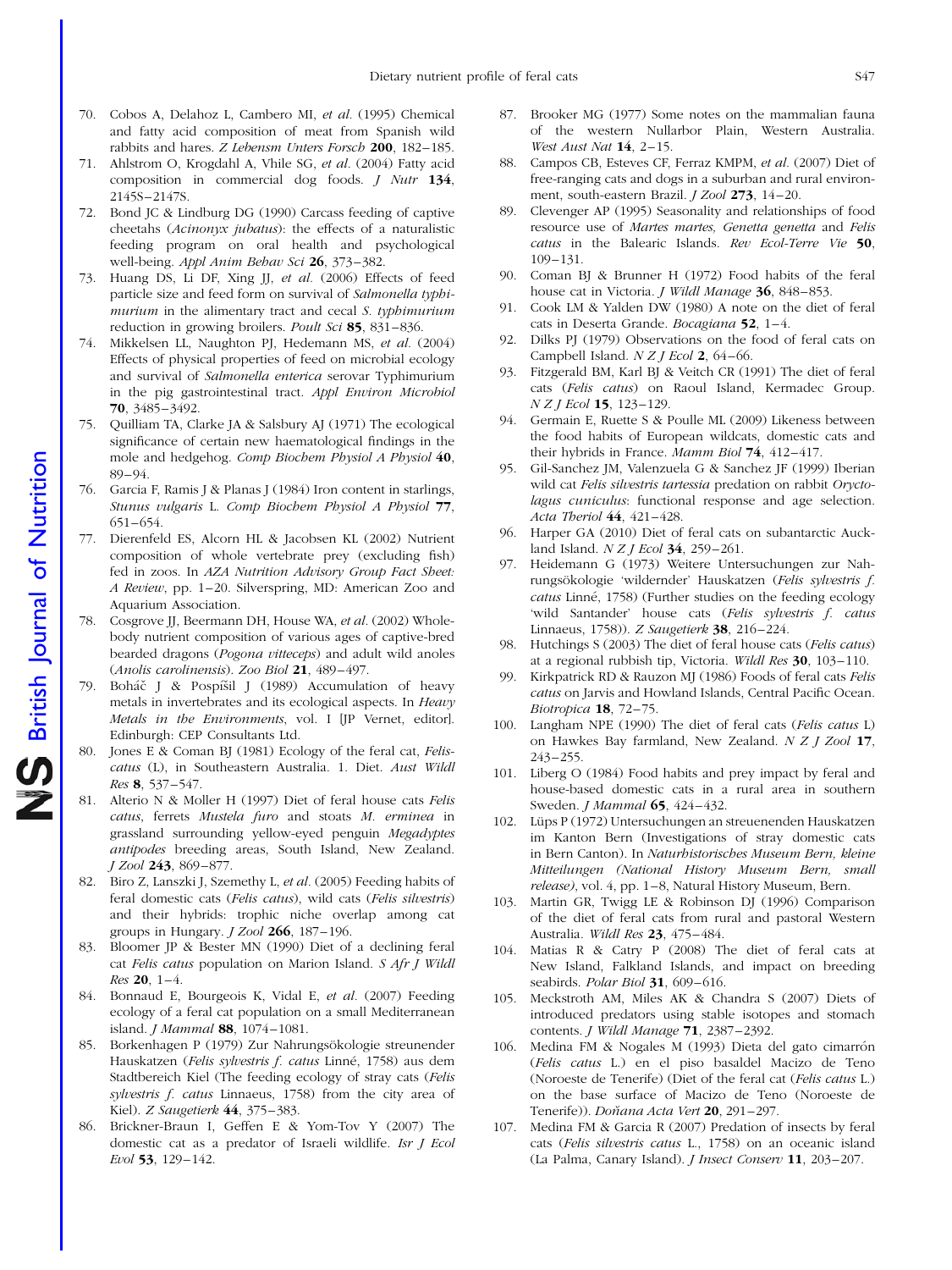70. Cobos A, Delahoz L, Cambero MI, *et al.* (1995) Chemical and fatty acid composition of meat from Spanish wild rabbits and hares. *Z Lebensm Unters Forsch* **200**, 182–185.
71. Ahlstrom O, Krogdahl A, Vhile SG, *et al.* (2004) Fatty acid composition in commercial dog foods. *J Nutr* **134**, 2145S–2147S.
72. Bond JC & Lindburg DG (1990) Carcass feeding of captive cheetahs (*Acinonyx jubatus*): the effects of a naturalistic feeding program on oral health and psychological well-being. *Appl Anim Behav Sci* **26**, 373–382.
73. Huang DS, Li DF, Xing JJ, *et al.* (2006) Effects of feed particle size and feed form on survival of *Salmonella typhimurium* in the alimentary tract and cecal *S. typhimurium* reduction in growing broilers. *Poult Sci* **85**, 831–836.
74. Mikkelsen LL, Naughton PJ, Hedemann MS, *et al.* (2004) Effects of physical properties of feed on microbial ecology and survival of *Salmonella enterica* serovar Typhimurium in the pig gastrointestinal tract. *Appl Environ Microbiol* **70**, 3485–3492.
75. Quilliam TA, Clarke JA & Salsbury AJ (1971) The ecological significance of certain new haematological findings in the mole and hedgehog. *Comp Biochem Physiol A Physiol* **40**, 89–94.
76. Garcia F, Ramis J & Planas J (1984) Iron content in starlings, *Stunus vulgaris* L. *Comp Biochem Physiol A Physiol* **77**, 651–654.
77. Dierenfeld ES, Alcorn HL & Jacobsen KL (2002) Nutrient composition of whole vertebrate prey (excluding fish) fed in zoos. In *AZA Nutrition Advisory Group Fact Sheet: A Review*, pp. 1–20. Silverspring, MD: American Zoo and Aquarium Association.
78. Cosgrove JJ, Beermann DH, House WA, *et al.* (2002) Whole-body nutrient composition of various ages of captive-bred bearded dragons (*Pogona vitteceps*) and adult wild anoles (*Anolis carolinensis*). *Zoo Biol* **21**, 489–497.
79. Boháč J & Pospíšil J (1989) Accumulation of heavy metals in invertebrates and its ecological aspects. In *Heavy Metals in the Environments*, vol. I [JP Vernet, editor]. Edinburgh: CEP Consultants Ltd.
80. Jones E & Coman BJ (1981) Ecology of the feral cat, *Felis-catus* (L), in Southeastern Australia. 1. Diet. *Aust Wildl Res* **8**, 537–547.
81. Alterio N & Moller H (1997) Diet of feral house cats *Felis catus*, ferrets *Mustela furo* and stoats *M. erminea* in grassland surrounding yellow-eyed penguin *Megadyptes antipodes* breeding areas, South Island, New Zealand. *J Zool* **243**, 869–877.
82. Biro Z, Lanszki J, Szemethy L, *et al.* (2005) Feeding habits of feral domestic cats (*Felis catus*), wild cats (*Felis silvestris*) and their hybrids: trophic niche overlap among cat groups in Hungary. *J Zool* **266**, 187–196.
83. Bloomer JP & Bester MN (1990) Diet of a declining feral cat *Felis catus* population on Marion Island. *S Afr J Wildl Res* **20**, 1–4.
84. Bonnaud E, Bourgeois K, Vidal E, *et al.* (2007) Feeding ecology of a feral cat population on a small Mediterranean island. *J Mammal* **88**, 1074–1081.
85. Borkenhagen P (1979) Zur Nahrungsökologie streunender Hauskatzen (*Felis sylvestris f. catus* Linné, 1758) aus dem Stadtbereich Kiel (The feeding ecology of stray cats (*Felis sylvestris f. catus* Linnaeus, 1758) from the city area of Kiel). *Z Saugetierk* **44**, 375–383.
86. Brickner-Braun I, Geffen E & Yom-Tov Y (2007) The domestic cat as a predator of Israeli wildlife. *Isr J Ecol Evol* **53**, 129–142.
87. Brooker MG (1977) Some notes on the mammalian fauna of the western Nullarbor Plain, Western Australia. *West Aust Nat* **14**, 2–15.
88. Campos CB, Esteves CF, Ferraz KMPM, *et al.* (2007) Diet of free-ranging cats and dogs in a suburban and rural environment, south-eastern Brazil. *J Zool* **273**, 14–20.
89. Clevenger AP (1995) Seasonality and relationships of food resource use of *Martes martes, Genetta genetta* and *Felis catus* in the Balearic Islands. *Rev Ecol-Terre Vie* **50**, 109–131.
90. Coman BJ & Brunner H (1972) Food habits of the feral house cat in Victoria. *J Wildl Manage* **36**, 848–853.
91. Cook LM & Yalden DW (1980) A note on the diet of feral cats in Deserta Grande. *Bocagiana* **52**, 1–4.
92. Dilks PJ (1979) Observations on the food of feral cats on Campbell Island. *N Z J Ecol* **2**, 64–66.
93. Fitzgerald BM, Karl BJ & Veitch CR (1991) The diet of feral cats (*Felis catus*) on Raoul Island, Kermadec Group. *N Z J Ecol* **15**, 123–129.
94. Germain E, Ruette S & Poulle ML (2009) Likeness between the food habits of European wildcats, domestic cats and their hybrids in France. *Mamm Biol* **74**, 412–417.
95. Gil-Sanchez JM, Valenzuela G & Sanchez JF (1999) Iberian wild cat *Felis silvestris tartessia* predation on rabbit *Oryctolagus cuniculus*: functional response and age selection. *Acta Theriol* **44**, 421–428.
96. Harper GA (2010) Diet of feral cats on subantarctic Auckland Island. *N Z J Ecol* **34**, 259–261.
97. Heidemann G (1973) Weitere Untersuchungen zur Nahrungsökologie 'wildernder' Hauskatzen (*Felis sylvestris f. catus* Linné, 1758) (Further studies on the feeding ecology 'wild Santander' house cats (*Felis sylvestris f. catus* Linnaeus, 1758)). *Z Saugetierk* **38**, 216–224.
98. Hutchings S (2003) The diet of feral house cats (*Felis catus*) at a regional rubbish tip, Victoria. *Wildl Res* **30**, 103–110.
99. Kirkpatrick RD & Rauzon MJ (1986) Foods of feral cats *Felis catus* on Jarvis and Howland Islands, Central Pacific Ocean. *Biotropica* **18**, 72–75.
100. Langham NPE (1990) The diet of feral cats (*Felis catus* L) on Hawkes Bay farmland, New Zealand. *N Z J Zool* **17**, 243–255.
101. Liberg O (1984) Food habits and prey impact by feral and house-based domestic cats in a rural area in southern Sweden. *J Mammal* **65**, 424–432.
102. Lüps P (1972) Untersuchungen an streuenenden Hauskatzen im Kanton Bern (Investigations of stray domestic cats in Bern Canton). In *Naturhistorisches Museum Bern, kleine Mitteilungen (National History Museum Bern, small release)*, vol. 4, pp. 1–8, Natural History Museum, Bern.
103. Martin GR, Twigg LE & Robinson DJ (1996) Comparison of the diet of feral cats from rural and pastoral Western Australia. *Wildl Res* **23**, 475–484.
104. Matias R & Catry P (2008) The diet of feral cats at New Island, Falkland Islands, and impact on breeding seabirds. *Polar Biol* **31**, 609–616.
105. Meckstroth AM, Miles AK & Chandra S (2007) Diets of introduced predators using stable isotopes and stomach contents. *J Wildl Manage* **71**, 2387–2392.
106. Medina FM & Nogales M (1993) Dieta del gato cimarrón (*Felis catus* L.) en el piso basaldel Macizo de Teno (Noroeste de Tenerife) (Diet of the feral cat (*Felis catus* L.) on the base surface of Macizo de Teno (Noroeste de Tenerife)). *Doñana Acta Vert* **20**, 291–297.
107. Medina FM & Garcia R (2007) Predation of insects by feral cats (*Felis silvestris catus* L., 1758) on an oceanic island (La Palma, Canary Island). *J Insect Conserv* **11**, 203–207.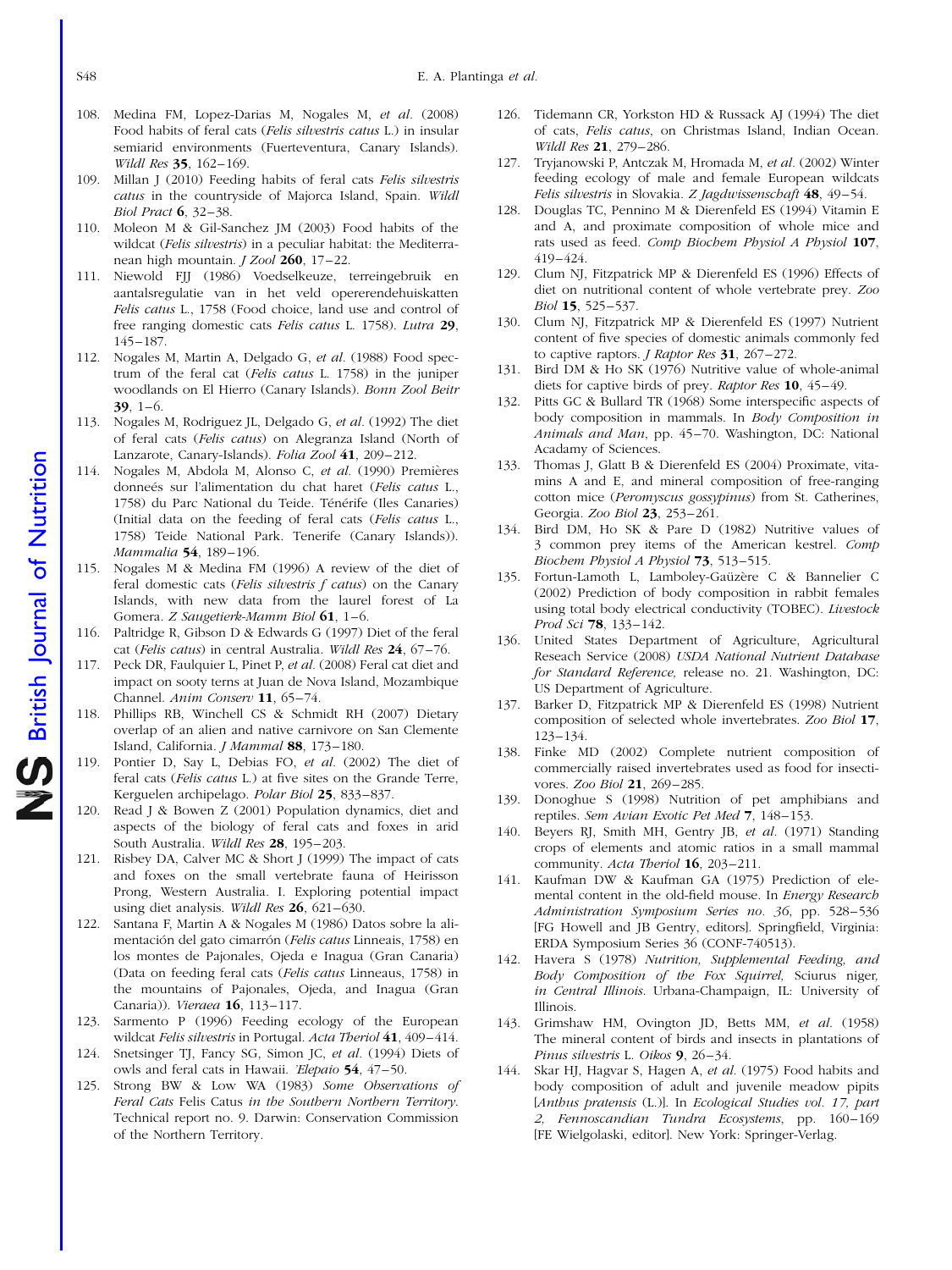108. Medina FM, Lopez-Darias M, Nogales M, *et al.* (2008) Food habits of feral cats (*Felis silvestris catus* L.) in insular semiarid environments (Fuerteventura, Canary Islands). *Wildl Res* **35**, 162–169.
109. Millan J (2010) Feeding habits of feral cats *Felis silvestris catus* in the countryside of Majorca Island, Spain. *Wildl Biol Pract* **6**, 32–38.
110. Moleon M & Gil-Sanchez JM (2003) Food habits of the wildcat (*Felis silvestris*) in a peculiar habitat: the Mediterranean high mountain. *J Zool* **260**, 17–22.
111. Niewold FJJ (1986) Voedselkeuze, terreingebruik en aantalsregulatie van in het veld opererendehuiskatten *Felis catus* L., 1758 (Food choice, land use and control of free ranging domestic cats *Felis catus* L. 1758). *Lutra* **29**, 145–187.
112. Nogales M, Martin A, Delgado G, *et al.* (1988) Food spectrum of the feral cat (*Felis catus* L. 1758) in the juniper woodlands on El Hierro (Canary Islands). *Bonn Zool Beitr* **39**, 1–6.
113. Nogales M, Rodriguez JL, Delgado G, *et al.* (1992) The diet of feral cats (*Felis catus*) on Alegranza Island (North of Lanzarote, Canary-Islands). *Folia Zool* **41**, 209–212.
114. Nogales M, Abdola M, Alonso C, *et al.* (1990) Premières donneés sur l'alimentation du chat haret (*Felis catus* L., 1758) du Parc National du Teide. Ténérife (Iles Canaries) (Initial data on the feeding of feral cats (*Felis catus* L., 1758) Teide National Park. Tenerife (Canary Islands)). *Mammalia* **54**, 189–196.
115. Nogales M & Medina FM (1996) A review of the diet of feral domestic cats (*Felis silvestris f catus*) on the Canary Islands, with new data from the laurel forest of La Gomera. *Z Saugetierk-Mamm Biol* **61**, 1–6.
116. Paltridge R, Gibson D & Edwards G (1997) Diet of the feral cat (*Felis catus*) in central Australia. *Wildl Res* **24**, 67–76.
117. Peck DR, Faulquier L, Pinet P, *et al.* (2008) Feral cat diet and impact on sooty terns at Juan de Nova Island, Mozambique Channel. *Anim Conserv* **11**, 65–74.
118. Phillips RB, Winchell CS & Schmidt RH (2007) Dietary overlap of an alien and native carnivore on San Clemente Island, California. *J Mammal* **88**, 173–180.
119. Pontier D, Say L, Debias FO, *et al.* (2002) The diet of feral cats (*Felis catus* L.) at five sites on the Grande Terre, Kerguelen archipelago. *Polar Biol* **25**, 833–837.
120. Read J & Bowen Z (2001) Population dynamics, diet and aspects of the biology of feral cats and foxes in arid South Australia. *Wildl Res* **28**, 195–203.
121. Risbey DA, Calver MC & Short J (1999) The impact of cats and foxes on the small vertebrate fauna of Heirisson Prong, Western Australia. I. Exploring potential impact using diet analysis. *Wildl Res* **26**, 621–630.
122. Santana F, Martin A & Nogales M (1986) Datos sobre la alimentación del gato cimarrón (*Felis catus* Linneais, 1758) en los montes de Pajonales, Ojeda e Inagua (Gran Canaria) (Data on feeding feral cats (*Felis catus* Linneaus, 1758) in the mountains of Pajonales, Ojeda, and Inagua (Gran Canaria)). *Vieraea* **16**, 113–117.
123. Sarmento P (1996) Feeding ecology of the European wildcat *Felis silvestris* in Portugal. *Acta Theriol* **41**, 409–414.
124. Snetsinger TJ, Fancy SG, Simon JC, *et al.* (1994) Diets of owls and feral cats in Hawaii. *'Elepaio* **54**, 47–50.
125. Strong BW & Low WA (1983) *Some Observations of Feral Cats* Felis Catus *in the Southern Northern Territory*. Technical report no. 9. Darwin: Conservation Commission of the Northern Territory.
126. Tidemann CR, Yorkston HD & Russack AJ (1994) The diet of cats, *Felis catus*, on Christmas Island, Indian Ocean. *Wildl Res* **21**, 279–286.
127. Tryjanowski P, Antczak M, Hromada M, *et al.* (2002) Winter feeding ecology of male and female European wildcats *Felis silvestris* in Slovakia. *Z Jagdwissenschaft* **48**, 49–54.
128. Douglas TC, Pennino M & Dierenfeld ES (1994) Vitamin E and A, and proximate composition of whole mice and rats used as feed. *Comp Biochem Physiol A Physiol* **107**, 419–424.
129. Clum NJ, Fitzpatrick MP & Dierenfeld ES (1996) Effects of diet on nutritional content of whole vertebrate prey. *Zoo Biol* **15**, 525–537.
130. Clum NJ, Fitzpatrick MP & Dierenfeld ES (1997) Nutrient content of five species of domestic animals commonly fed to captive raptors. *J Raptor Res* **31**, 267–272.
131. Bird DM & Ho SK (1976) Nutritive value of whole-animal diets for captive birds of prey. *Raptor Res* **10**, 45–49.
132. Pitts GC & Bullard TR (1968) Some interspecific aspects of body composition in mammals. In *Body Composition in Animals and Man*, pp. 45–70. Washington, DC: National Acadamy of Sciences.
133. Thomas J, Glatt B & Dierenfeld ES (2004) Proximate, vitamins A and E, and mineral composition of free-ranging cotton mice (*Peromyscus gossypinus*) from St. Catherines, Georgia. *Zoo Biol* **23**, 253–261.
134. Bird DM, Ho SK & Pare D (1982) Nutritive values of 3 common prey items of the American kestrel. *Comp Biochem Physiol A Physiol* **73**, 513–515.
135. Fortun-Lamoth L, Lamboley-Gaüzère C & Bannelier C (2002) Prediction of body composition in rabbit females using total body electrical conductivity (TOBEC). *Livestock Prod Sci* **78**, 133–142.
136. United States Department of Agriculture, Agricultural Reseach Service (2008) *USDA National Nutrient Database for Standard Reference,* release no. 21. Washington, DC: US Department of Agriculture.
137. Barker D, Fitzpatrick MP & Dierenfeld ES (1998) Nutrient composition of selected whole invertebrates. *Zoo Biol* **17**, 123–134.
138. Finke MD (2002) Complete nutrient composition of commercially raised invertebrates used as food for insectivores. *Zoo Biol* **21**, 269–285.
139. Donoghue S (1998) Nutrition of pet amphibians and reptiles. *Sem Avian Exotic Pet Med* **7**, 148–153.
140. Beyers RJ, Smith MH, Gentry JB, *et al.* (1971) Standing crops of elements and atomic ratios in a small mammal community. *Acta Theriol* **16**, 203–211.
141. Kaufman DW & Kaufman GA (1975) Prediction of elemental content in the old-field mouse. In *Energy Research Administration Symposium Series no. 36*, pp. 528–536 [FG Howell and JB Gentry, editors]. Springfield, Virginia: ERDA Symposium Series 36 (CONF-740513).
142. Havera S (1978) *Nutrition, Supplemental Feeding, and Body Composition of the Fox Squirrel,* Sciurus niger, *in Central Illinois.* Urbana-Champaign, IL: University of Illinois.
143. Grimshaw HM, Ovington JD, Betts MM, *et al.* (1958) The mineral content of birds and insects in plantations of *Pinus silvestris* L. *Oikos* **9**, 26–34.
144. Skar HJ, Hagvar S, Hagen A, *et al.* (1975) Food habits and body composition of adult and juvenile meadow pipits [*Anthus pratensis* (L.)]. In *Ecological Studies vol. 17, part 2, Fennoscandian Tundra Ecosystems*, pp. 160–169 [FE Wielgolaski, editor]. New York: Springer-Verlag.